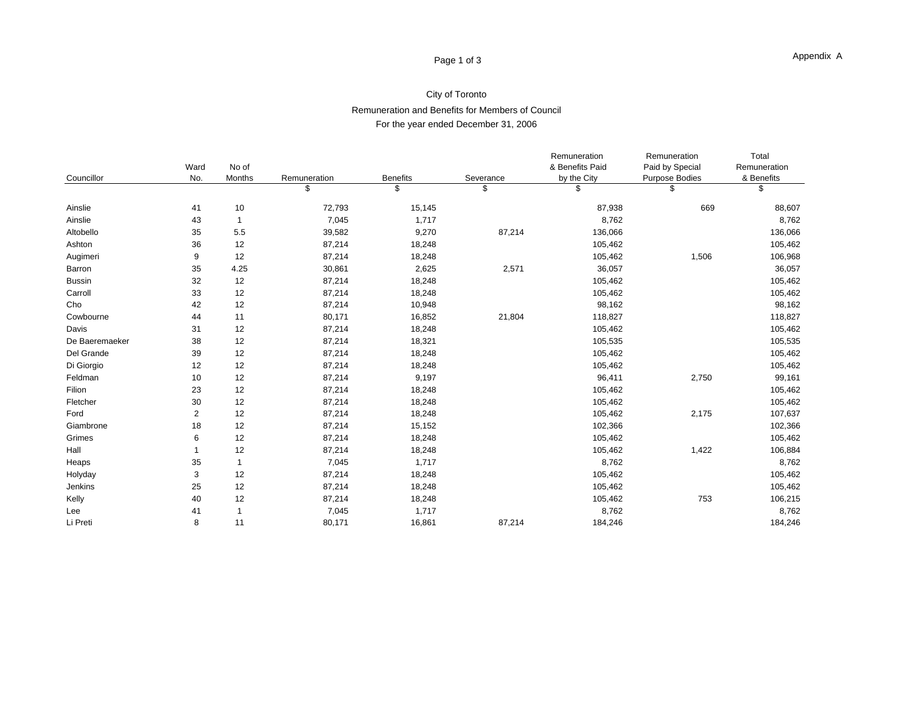Appendix A

City of Toronto

Remuneration and Benefits for Members of Council

For the year ended December 31, 2006

| Councillor | Ward No. | No of Months | Remuneration | Benefits | Severance | Remuneration & Benefits Paid by the City | Remuneration Paid by Special Purpose Bodies | Total Remuneration & Benefits |
|---|---|---|---|---|---|---|---|---|
| | | | $ | $ | $ | $ | $ | $ |
| Ainslie | 41 | 10 | 72,793 | 15,145 | | 87,938 | 669 | 88,607 |
| Ainslie | 43 | 1 | 7,045 | 1,717 | | 8,762 | | 8,762 |
| Altobello | 35 | 5.5 | 39,582 | 9,270 | 87,214 | 136,066 | | 136,066 |
| Ashton | 36 | 12 | 87,214 | 18,248 | | 105,462 | | 105,462 |
| Augimeri | 9 | 12 | 87,214 | 18,248 | | 105,462 | 1,506 | 106,968 |
| Barron | 35 | 4.25 | 30,861 | 2,625 | 2,571 | 36,057 | | 36,057 |
| Bussin | 32 | 12 | 87,214 | 18,248 | | 105,462 | | 105,462 |
| Carroll | 33 | 12 | 87,214 | 18,248 | | 105,462 | | 105,462 |
| Cho | 42 | 12 | 87,214 | 10,948 | | 98,162 | | 98,162 |
| Cowbourne | 44 | 11 | 80,171 | 16,852 | 21,804 | 118,827 | | 118,827 |
| Davis | 31 | 12 | 87,214 | 18,248 | | 105,462 | | 105,462 |
| De Baeremaeker | 38 | 12 | 87,214 | 18,321 | | 105,535 | | 105,535 |
| Del Grande | 39 | 12 | 87,214 | 18,248 | | 105,462 | | 105,462 |
| Di Giorgio | 12 | 12 | 87,214 | 18,248 | | 105,462 | | 105,462 |
| Feldman | 10 | 12 | 87,214 | 9,197 | | 96,411 | 2,750 | 99,161 |
| Filion | 23 | 12 | 87,214 | 18,248 | | 105,462 | | 105,462 |
| Fletcher | 30 | 12 | 87,214 | 18,248 | | 105,462 | | 105,462 |
| Ford | 2 | 12 | 87,214 | 18,248 | | 105,462 | 2,175 | 107,637 |
| Giambrone | 18 | 12 | 87,214 | 15,152 | | 102,366 | | 102,366 |
| Grimes | 6 | 12 | 87,214 | 18,248 | | 105,462 | | 105,462 |
| Hall | 1 | 12 | 87,214 | 18,248 | | 105,462 | 1,422 | 106,884 |
| Heaps | 35 | 1 | 7,045 | 1,717 | | 8,762 | | 8,762 |
| Holyday | 3 | 12 | 87,214 | 18,248 | | 105,462 | | 105,462 |
| Jenkins | 25 | 12 | 87,214 | 18,248 | | 105,462 | | 105,462 |
| Kelly | 40 | 12 | 87,214 | 18,248 | | 105,462 | 753 | 106,215 |
| Lee | 41 | 1 | 7,045 | 1,717 | | 8,762 | | 8,762 |
| Li Preti | 8 | 11 | 80,171 | 16,861 | 87,214 | 184,246 | | 184,246 |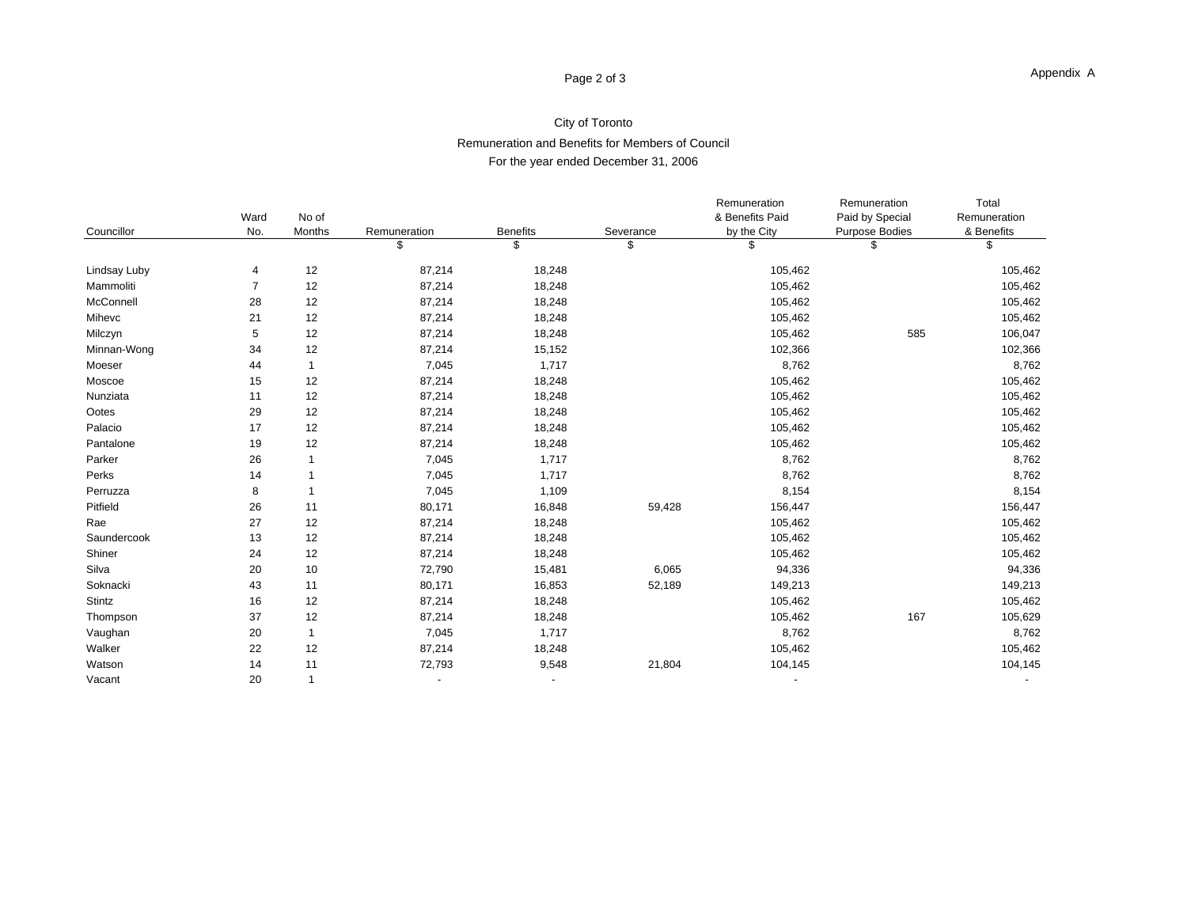Appendix A

City of Toronto

Remuneration and Benefits for Members of Council

For the year ended December 31, 2006

| Councillor | Ward No. | No of Months | Remuneration | Benefits | Severance | Remuneration & Benefits Paid by the City | Remuneration Paid by Special Purpose Bodies | Total Remuneration & Benefits |
|---|---|---|---|---|---|---|---|---|
| | | | $ | $ | $ | $ | $ | $ |
| Lindsay Luby | 4 | 12 | 87,214 | 18,248 | | 105,462 | | 105,462 |
| Mammoliti | 7 | 12 | 87,214 | 18,248 | | 105,462 | | 105,462 |
| McConnell | 28 | 12 | 87,214 | 18,248 | | 105,462 | | 105,462 |
| Mihevc | 21 | 12 | 87,214 | 18,248 | | 105,462 | | 105,462 |
| Milczyn | 5 | 12 | 87,214 | 18,248 | | 105,462 | 585 | 106,047 |
| Minnan-Wong | 34 | 12 | 87,214 | 15,152 | | 102,366 | | 102,366 |
| Moeser | 44 | 1 | 7,045 | 1,717 | | 8,762 | | 8,762 |
| Moscoe | 15 | 12 | 87,214 | 18,248 | | 105,462 | | 105,462 |
| Nunziata | 11 | 12 | 87,214 | 18,248 | | 105,462 | | 105,462 |
| Ootes | 29 | 12 | 87,214 | 18,248 | | 105,462 | | 105,462 |
| Palacio | 17 | 12 | 87,214 | 18,248 | | 105,462 | | 105,462 |
| Pantalone | 19 | 12 | 87,214 | 18,248 | | 105,462 | | 105,462 |
| Parker | 26 | 1 | 7,045 | 1,717 | | 8,762 | | 8,762 |
| Perks | 14 | 1 | 7,045 | 1,717 | | 8,762 | | 8,762 |
| Perruzza | 8 | 1 | 7,045 | 1,109 | | 8,154 | | 8,154 |
| Pitfield | 26 | 11 | 80,171 | 16,848 | 59,428 | 156,447 | | 156,447 |
| Rae | 27 | 12 | 87,214 | 18,248 | | 105,462 | | 105,462 |
| Saundercook | 13 | 12 | 87,214 | 18,248 | | 105,462 | | 105,462 |
| Shiner | 24 | 12 | 87,214 | 18,248 | | 105,462 | | 105,462 |
| Silva | 20 | 10 | 72,790 | 15,481 | 6,065 | 94,336 | | 94,336 |
| Soknacki | 43 | 11 | 80,171 | 16,853 | 52,189 | 149,213 | | 149,213 |
| Stintz | 16 | 12 | 87,214 | 18,248 | | 105,462 | | 105,462 |
| Thompson | 37 | 12 | 87,214 | 18,248 | | 105,462 | 167 | 105,629 |
| Vaughan | 20 | 1 | 7,045 | 1,717 | | 8,762 | | 8,762 |
| Walker | 22 | 12 | 87,214 | 18,248 | | 105,462 | | 105,462 |
| Watson | 14 | 11 | 72,793 | 9,548 | 21,804 | 104,145 | | 104,145 |
| Vacant | 20 | 1 | - | - | | - | | - |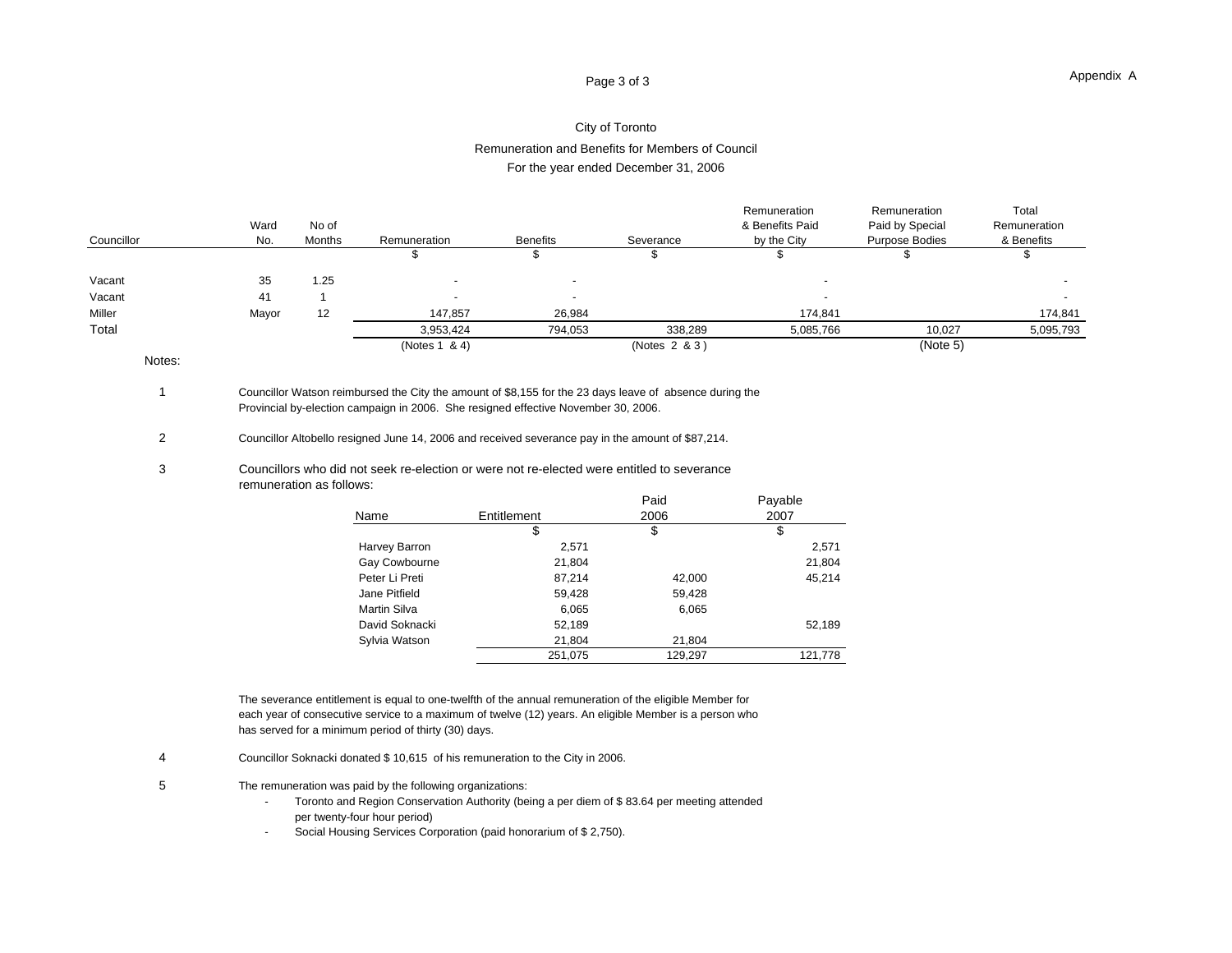Appendix A

City of Toronto

Remuneration and Benefits for Members of Council

For the year ended December 31, 2006

| Councillor | Ward No. | No of Months | Remuneration | Benefits | Severance | Remuneration & Benefits Paid by the City | Remuneration Paid by Special Purpose Bodies | Total Remuneration & Benefits |
|---|---|---|---|---|---|---|---|---|
| | | | $ | $ | $ | $ | $ | $ |
| Vacant | 35 | 1.25 | - | - | | - | | - |
| Vacant | 41 | 1 | - | - | | - | | - |
| Miller | Mayor | 12 | 147,857 | 26,984 | | 174,841 | | 174,841 |
| Total | | | 3,953,424 | 794,053 | 338,289 | 5,085,766 | 10,027 | 5,095,793 |
| | | | (Notes 1 & 4) | | (Notes 2 & 3 ) | | (Note 5) | |

Notes:

1. Councillor Watson reimbursed the City the amount of $8,155 for the 23 days leave of absence during the Provincial by-election campaign in 2006. She resigned effective November 30, 2006.

2. Councillor Altobello resigned June 14, 2006 and received severance pay in the amount of $87,214.

3. Councillors who did not seek re-election or were not re-elected were entitled to severance remuneration as follows:

| Name | Entitlement | Paid 2006 | Payable 2007 |
|---|---|---|---|
| | $ | $ | $ |
| Harvey Barron | 2,571 | | 2,571 |
| Gay Cowbourne | 21,804 | | 21,804 |
| Peter Li Preti | 87,214 | 42,000 | 45,214 |
| Jane Pitfield | 59,428 | 59,428 | |
| Martin Silva | 6,065 | 6,065 | |
| David Soknacki | 52,189 | | 52,189 |
| Sylvia Watson | 21,804 | 21,804 | |
| | 251,075 | 129,297 | 121,778 |

The severance entitlement is equal to one-twelfth of the annual remuneration of the eligible Member for each year of consecutive service to a maximum of twelve (12) years. An eligible Member is a person who has served for a minimum period of thirty (30) days.

4. Councillor Soknacki donated $ 10,615 of his remuneration to the City in 2006.

5. The remuneration was paid by the following organizations:
   - Toronto and Region Conservation Authority (being a per diem of $ 83.64 per meeting attended per twenty-four hour period)
   - Social Housing Services Corporation (paid honorarium of $ 2,750).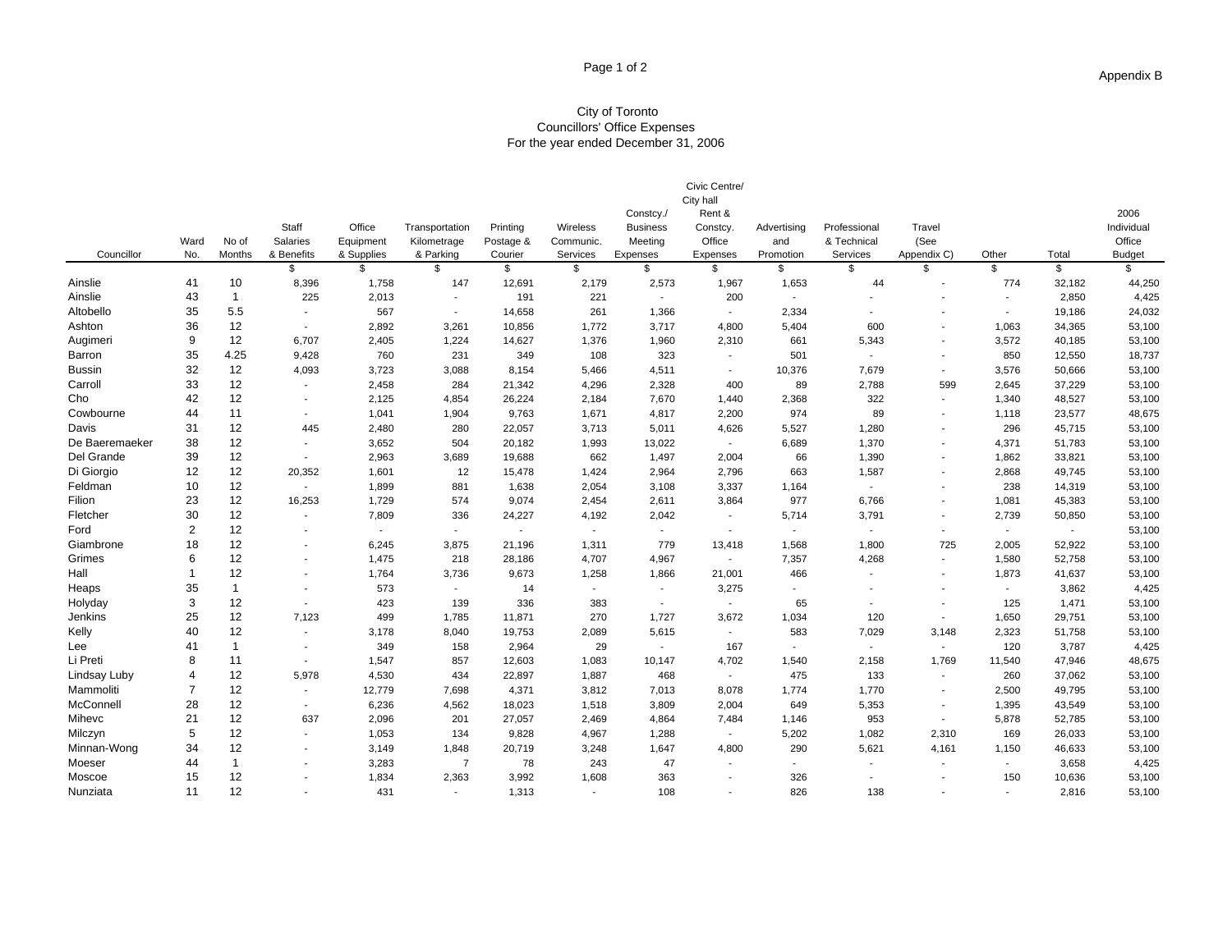Appendix B

# City of Toronto
## Councillors' Office Expenses
### For the year ended December 31, 2006

| Councillor | Ward No. | No of Months | Staff Salaries & Benefits | Office Equipment & Supplies | Transportation Kilometrage & Parking | Printing Postage & Courier | Wireless Communic. Services | Constcy./ Business Meeting Expenses | Civic Centre/ City hall Rent & Constcy. Office Expenses | Advertising and Promotion | Professional & Technical Services | Travel (See Appendix C) | Other | Total | 2006 Individual Office Budget |
|---|---|---|---|---|---|---|---|---|---|---|---|---|---|---|---|
| | | | $ | $ | $ | $ | $ | $ | $ | $ | $ | $ | $ | $ | $ |
| Ainslie | 41 | 10 | 8,396 | 1,758 | 147 | 12,691 | 2,179 | 2,573 | 1,967 | 1,653 | 44 | - | 774 | 32,182 | 44,250 |
| Ainslie | 43 | 1 | 225 | 2,013 | - | 191 | 221 | - | 200 | - | - | - | - | 2,850 | 4,425 |
| Altobello | 35 | 5.5 | - | 567 | - | 14,658 | 261 | 1,366 | - | 2,334 | - | - | - | 19,186 | 24,032 |
| Ashton | 36 | 12 | - | 2,892 | 3,261 | 10,856 | 1,772 | 3,717 | 4,800 | 5,404 | 600 | - | 1,063 | 34,365 | 53,100 |
| Augimeri | 9 | 12 | 6,707 | 2,405 | 1,224 | 14,627 | 1,376 | 1,960 | 2,310 | 661 | 5,343 | - | 3,572 | 40,185 | 53,100 |
| Barron | 35 | 4.25 | 9,428 | 760 | 231 | 349 | 108 | 323 | - | 501 | - | - | 850 | 12,550 | 18,737 |
| Bussin | 32 | 12 | 4,093 | 3,723 | 3,088 | 8,154 | 5,466 | 4,511 | - | 10,376 | 7,679 | - | 3,576 | 50,666 | 53,100 |
| Carroll | 33 | 12 | - | 2,458 | 284 | 21,342 | 4,296 | 2,328 | 400 | 89 | 2,788 | 599 | 2,645 | 37,229 | 53,100 |
| Cho | 42 | 12 | - | 2,125 | 4,854 | 26,224 | 2,184 | 7,670 | 1,440 | 2,368 | 322 | - | 1,340 | 48,527 | 53,100 |
| Cowbourne | 44 | 11 | - | 1,041 | 1,904 | 9,763 | 1,671 | 4,817 | 2,200 | 974 | 89 | - | 1,118 | 23,577 | 48,675 |
| Davis | 31 | 12 | 445 | 2,480 | 280 | 22,057 | 3,713 | 5,011 | 4,626 | 5,527 | 1,280 | - | 296 | 45,715 | 53,100 |
| De Baeremaeker | 38 | 12 | - | 3,652 | 504 | 20,182 | 1,993 | 13,022 | - | 6,689 | 1,370 | - | 4,371 | 51,783 | 53,100 |
| Del Grande | 39 | 12 | - | 2,963 | 3,689 | 19,688 | 662 | 1,497 | 2,004 | 66 | 1,390 | - | 1,862 | 33,821 | 53,100 |
| Di Giorgio | 12 | 12 | 20,352 | 1,601 | 12 | 15,478 | 1,424 | 2,964 | 2,796 | 663 | 1,587 | - | 2,868 | 49,745 | 53,100 |
| Feldman | 10 | 12 | - | 1,899 | 881 | 1,638 | 2,054 | 3,108 | 3,337 | 1,164 | - | - | 238 | 14,319 | 53,100 |
| Filion | 23 | 12 | 16,253 | 1,729 | 574 | 9,074 | 2,454 | 2,611 | 3,864 | 977 | 6,766 | - | 1,081 | 45,383 | 53,100 |
| Fletcher | 30 | 12 | - | 7,809 | 336 | 24,227 | 4,192 | 2,042 | - | 5,714 | 3,791 | - | 2,739 | 50,850 | 53,100 |
| Ford | 2 | 12 | - | - | - | - | - | - | - | - | - | - | - | - | 53,100 |
| Giambrone | 18 | 12 | - | 6,245 | 3,875 | 21,196 | 1,311 | 779 | 13,418 | 1,568 | 1,800 | 725 | 2,005 | 52,922 | 53,100 |
| Grimes | 6 | 12 | - | 1,475 | 218 | 28,186 | 4,707 | 4,967 | - | 7,357 | 4,268 | - | 1,580 | 52,758 | 53,100 |
| Hall | 1 | 12 | - | 1,764 | 3,736 | 9,673 | 1,258 | 1,866 | 21,001 | 466 | - | - | 1,873 | 41,637 | 53,100 |
| Heaps | 35 | 1 | - | 573 | - | 14 | - | - | 3,275 | - | - | - | - | 3,862 | 4,425 |
| Holyday | 3 | 12 | - | 423 | 139 | 336 | 383 | - | - | 65 | - | - | 125 | 1,471 | 53,100 |
| Jenkins | 25 | 12 | 7,123 | 499 | 1,785 | 11,871 | 270 | 1,727 | 3,672 | 1,034 | 120 | - | 1,650 | 29,751 | 53,100 |
| Kelly | 40 | 12 | - | 3,178 | 8,040 | 19,753 | 2,089 | 5,615 | - | 583 | 7,029 | 3,148 | 2,323 | 51,758 | 53,100 |
| Lee | 41 | 1 | - | 349 | 158 | 2,964 | 29 | - | 167 | - | - | - | 120 | 3,787 | 4,425 |
| Li Preti | 8 | 11 | - | 1,547 | 857 | 12,603 | 1,083 | 10,147 | 4,702 | 1,540 | 2,158 | 1,769 | 11,540 | 47,946 | 48,675 |
| Lindsay Luby | 4 | 12 | 5,978 | 4,530 | 434 | 22,897 | 1,887 | 468 | - | 475 | 133 | - | 260 | 37,062 | 53,100 |
| Mammoliti | 7 | 12 | - | 12,779 | 7,698 | 4,371 | 3,812 | 7,013 | 8,078 | 1,774 | 1,770 | - | 2,500 | 49,795 | 53,100 |
| McConnell | 28 | 12 | - | 6,236 | 4,562 | 18,023 | 1,518 | 3,809 | 2,004 | 649 | 5,353 | - | 1,395 | 43,549 | 53,100 |
| Mihevc | 21 | 12 | 637 | 2,096 | 201 | 27,057 | 2,469 | 4,864 | 7,484 | 1,146 | 953 | - | 5,878 | 52,785 | 53,100 |
| Milczyn | 5 | 12 | - | 1,053 | 134 | 9,828 | 4,967 | 1,288 | - | 5,202 | 1,082 | 2,310 | 169 | 26,033 | 53,100 |
| Minnan-Wong | 34 | 12 | - | 3,149 | 1,848 | 20,719 | 3,248 | 1,647 | 4,800 | 290 | 5,621 | 4,161 | 1,150 | 46,633 | 53,100 |
| Moeser | 44 | 1 | - | 3,283 | 7 | 78 | 243 | 47 | - | - | - | - | - | 3,658 | 4,425 |
| Moscoe | 15 | 12 | - | 1,834 | 2,363 | 3,992 | 1,608 | 363 | - | 326 | - | - | 150 | 10,636 | 53,100 |
| Nunziata | 11 | 12 | - | 431 | - | 1,313 | - | 108 | - | 826 | 138 | - | - | 2,816 | 53,100 |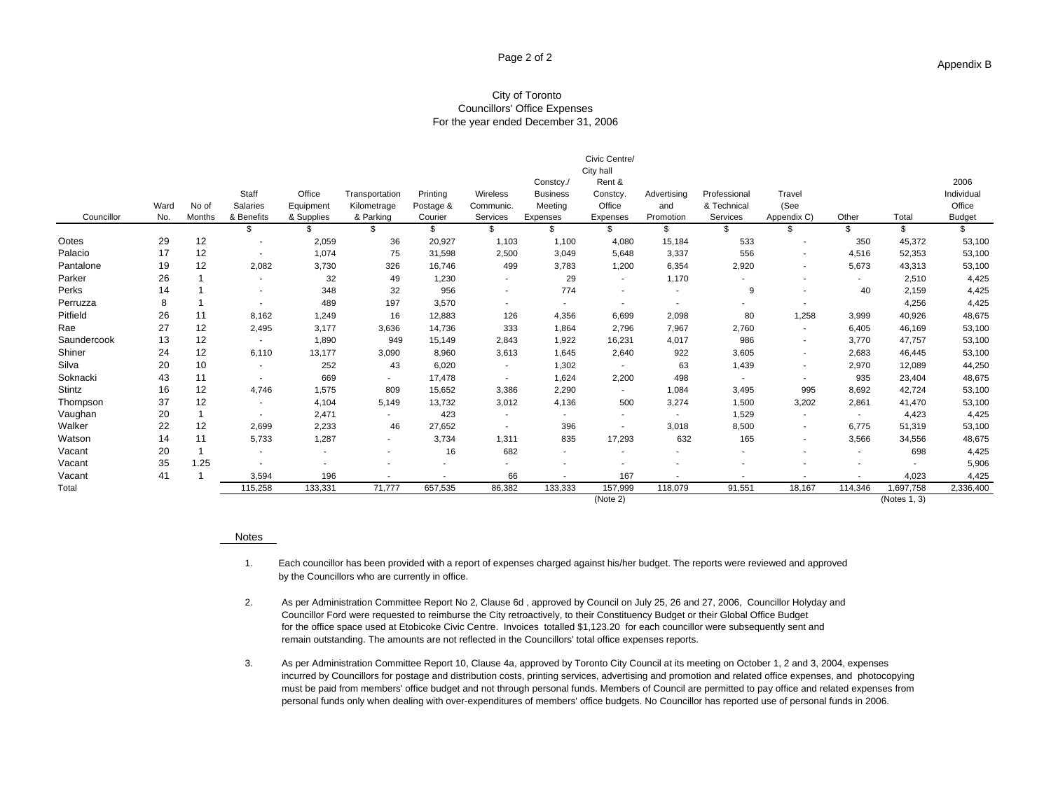Appendix B

City of Toronto
Councillors' Office Expenses
For the year ended December 31, 2006

| Councillor | Ward No. | No of Months | Staff Salaries & Benefits | Office Equipment & Supplies | Transportation Kilometrage & Parking | Printing Postage & Courier | Wireless Communic. Services | Constcy./ Business Meeting Expenses | Civic Centre/ City hall Rent & Constcy. Office Expenses | Advertising and Promotion | Professional & Technical Services | Travel (See Appendix C) | Other | Total | 2006 Individual Office Budget |
|---|---|---|---|---|---|---|---|---|---|---|---|---|---|---|---|
| | | | $ | $ | $ | $ | $ | $ | $ | $ | $ | $ | $ | $ | $ |
| Ootes | 29 | 12 | - | 2,059 | 36 | 20,927 | 1,103 | 1,100 | 4,080 | 15,184 | 533 | - | 350 | 45,372 | 53,100 |
| Palacio | 17 | 12 | - | 1,074 | 75 | 31,598 | 2,500 | 3,049 | 5,648 | 3,337 | 556 | - | 4,516 | 52,353 | 53,100 |
| Pantalone | 19 | 12 | 2,082 | 3,730 | 326 | 16,746 | 499 | 3,783 | 1,200 | 6,354 | 2,920 | - | 5,673 | 43,313 | 53,100 |
| Parker | 26 | 1 | - | 32 | 49 | 1,230 | - | 29 | - | 1,170 | - | - | - | 2,510 | 4,425 |
| Perks | 14 | 1 | - | 348 | 32 | 956 | - | 774 | - | - | 9 | - | 40 | 2,159 | 4,425 |
| Perruzza | 8 | 1 | - | 489 | 197 | 3,570 | - | - | - | - | - | - | | 4,256 | 4,425 |
| Pitfield | 26 | 11 | 8,162 | 1,249 | 16 | 12,883 | 126 | 4,356 | 6,699 | 2,098 | 80 | 1,258 | 3,999 | 40,926 | 48,675 |
| Rae | 27 | 12 | 2,495 | 3,177 | 3,636 | 14,736 | 333 | 1,864 | 2,796 | 7,967 | 2,760 | - | 6,405 | 46,169 | 53,100 |
| Saundercook | 13 | 12 | - | 1,890 | 949 | 15,149 | 2,843 | 1,922 | 16,231 | 4,017 | 986 | - | 3,770 | 47,757 | 53,100 |
| Shiner | 24 | 12 | 6,110 | 13,177 | 3,090 | 8,960 | 3,613 | 1,645 | 2,640 | 922 | 3,605 | - | 2,683 | 46,445 | 53,100 |
| Silva | 20 | 10 | - | 252 | 43 | 6,020 | - | 1,302 | - | 63 | 1,439 | - | 2,970 | 12,089 | 44,250 |
| Soknacki | 43 | 11 | - | 669 | - | 17,478 | - | 1,624 | 2,200 | 498 | - | - | 935 | 23,404 | 48,675 |
| Stintz | 16 | 12 | 4,746 | 1,575 | 809 | 15,652 | 3,386 | 2,290 | - | 1,084 | 3,495 | 995 | 8,692 | 42,724 | 53,100 |
| Thompson | 37 | 12 | - | 4,104 | 5,149 | 13,732 | 3,012 | 4,136 | 500 | 3,274 | 1,500 | 3,202 | 2,861 | 41,470 | 53,100 |
| Vaughan | 20 | 1 | - | 2,471 | - | 423 | - | - | - | - | 1,529 | - | - | 4,423 | 4,425 |
| Walker | 22 | 12 | 2,699 | 2,233 | 46 | 27,652 | - | 396 | - | 3,018 | 8,500 | - | 6,775 | 51,319 | 53,100 |
| Watson | 14 | 11 | 5,733 | 1,287 | - | 3,734 | 1,311 | 835 | 17,293 | 632 | 165 | - | 3,566 | 34,556 | 48,675 |
| Vacant | 20 | 1 | - | - | - | 16 | 682 | - | - | - | - | - | - | 698 | 4,425 |
| Vacant | 35 | 1.25 | - | - | - | - | - | - | - | - | - | - | - | - | 5,906 |
| Vacant | 41 | 1 | 3,594 | 196 | - | - | 66 | - | 167 | - | - | - | - | 4,023 | 4,425 |
| Total | | | 115,258 | 133,331 | 71,777 | 657,535 | 86,382 | 133,333 | 157,999 | 118,079 | 91,551 | 18,167 | 114,346 | 1,697,758 | 2,336,400 |
| | | | | | | | | | (Note 2) | | | | | (Notes 1, 3) | |

Notes

1. Each councillor has been provided with a report of expenses charged against his/her budget. The reports were reviewed and approved by the Councillors who are currently in office.

2. As per Administration Committee Report No 2, Clause 6d , approved by Council on July 25, 26 and 27, 2006, Councillor Holyday and Councillor Ford were requested to reimburse the City retroactively, to their Constituency Budget or their Global Office Budget for the office space used at Etobicoke Civic Centre. Invoices totalled $1,123.20 for each councillor were subsequently sent and remain outstanding. The amounts are not reflected in the Councillors' total office expenses reports.

3. As per Administration Committee Report 10, Clause 4a, approved by Toronto City Council at its meeting on October 1, 2 and 3, 2004, expenses incurred by Councillors for postage and distribution costs, printing services, advertising and promotion and related office expenses, and photocopying must be paid from members' office budget and not through personal funds. Members of Council are permitted to pay office and related expenses from personal funds only when dealing with over-expenditures of members' office budgets. No Councillor has reported use of personal funds in 2006.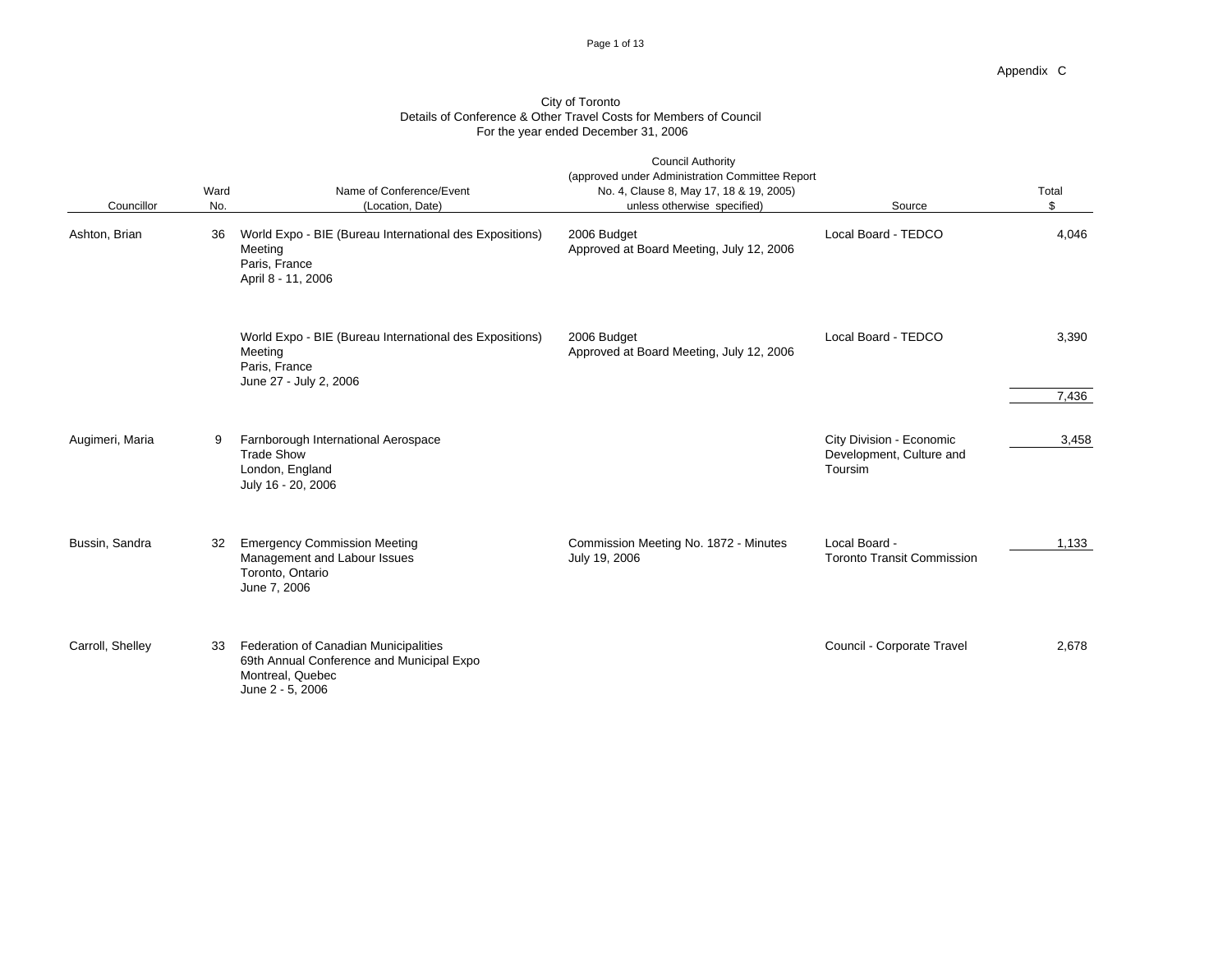Appendix C

City of Toronto
Details of Conference & Other Travel Costs for Members of Council
For the year ended December 31, 2006

| Councillor | Ward No. | Name of Conference/Event (Location, Date) | Council Authority (approved under Administration Committee Report No. 4, Clause 8, May 17, 18 & 19, 2005) unless otherwise specified) | Source | Total $ |
|---|---|---|---|---|---|
| Ashton, Brian | 36 | World Expo - BIE (Bureau International des Expositions) Meeting<br>Paris, France<br>April 8 - 11, 2006 | 2006 Budget<br>Approved at Board Meeting, July 12, 2006 | Local Board - TEDCO | 4,046 |
| | | World Expo - BIE (Bureau International des Expositions) Meeting<br>Paris, France<br>June 27 - July 2, 2006 | 2006 Budget<br>Approved at Board Meeting, July 12, 2006 | Local Board - TEDCO | 3,390 |
| | | | | | 7,436 |
| Augimeri, Maria | 9 | Farnborough International Aerospace Trade Show<br>London, England<br>July 16 - 20, 2006 | | City Division - Economic Development, Culture and Toursim | 3,458 |
| Bussin, Sandra | 32 | Emergency Commission Meeting<br>Management and Labour Issues<br>Toronto, Ontario<br>June 7, 2006 | Commission Meeting No. 1872 - Minutes<br>July 19, 2006 | Local Board - Toronto Transit Commission | 1,133 |
| Carroll, Shelley | 33 | Federation of Canadian Municipalities<br>69th Annual Conference and Municipal Expo<br>Montreal, Quebec<br>June 2 - 5, 2006 | | Council - Corporate Travel | 2,678 |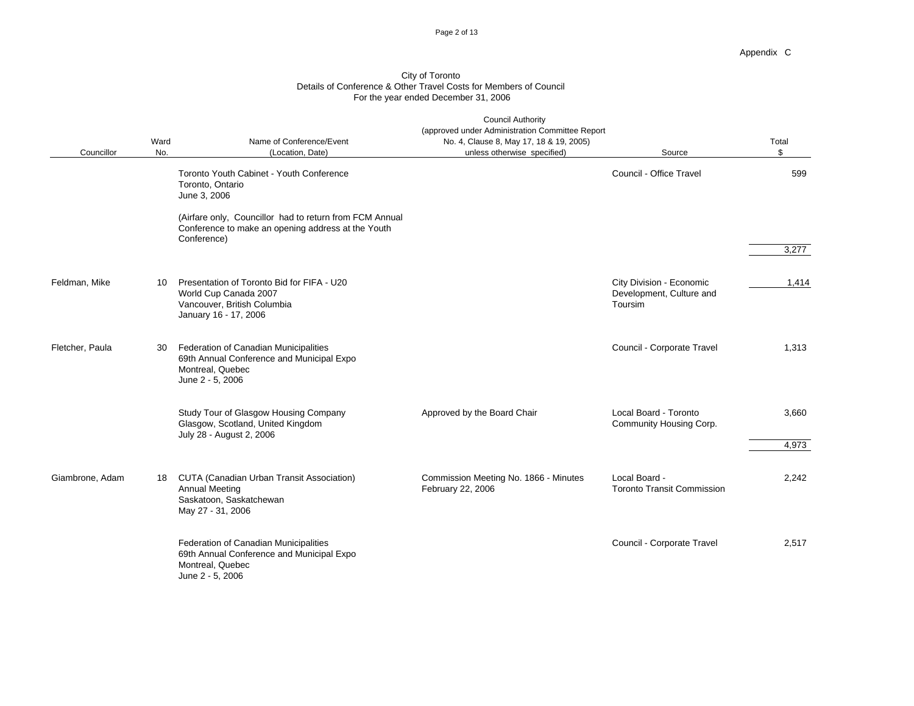Appendix C

City of Toronto
Details of Conference & Other Travel Costs for Members of Council
For the year ended December 31, 2006

| Councillor | Ward No. | Name of Conference/Event (Location, Date) | Council Authority (approved under Administration Committee Report No. 4, Clause 8, May 17, 18 & 19, 2005) unless otherwise specified) | Source | Total $ |
|---|---|---|---|---|---|
| | | Toronto Youth Cabinet - Youth Conference<br>Toronto, Ontario<br>June 3, 2006<br><br>(Airfare only, Councillor had to return from FCM Annual Conference to make an opening address at the Youth Conference) | | Council - Office Travel | 599 |
| | | | | | 3,277 |
| Feldman, Mike | 10 | Presentation of Toronto Bid for FIFA - U20 World Cup Canada 2007<br>Vancouver, British Columbia<br>January 16 - 17, 2006 | | City Division - Economic Development, Culture and Toursim | 1,414 |
| Fletcher, Paula | 30 | Federation of Canadian Municipalities<br>69th Annual Conference and Municipal Expo<br>Montreal, Quebec<br>June 2 - 5, 2006 | | Council - Corporate Travel | 1,313 |
| | | Study Tour of Glasgow Housing Company<br>Glasgow, Scotland, United Kingdom<br>July 28 - August 2, 2006 | Approved by the Board Chair | Local Board - Toronto Community Housing Corp. | 3,660 |
| | | | | | 4,973 |
| Giambrone, Adam | 18 | CUTA (Canadian Urban Transit Association)<br>Annual Meeting<br>Saskatoon, Saskatchewan<br>May 27 - 31, 2006 | Commission Meeting No. 1866 - Minutes February 22, 2006 | Local Board - Toronto Transit Commission | 2,242 |
| | | Federation of Canadian Municipalities<br>69th Annual Conference and Municipal Expo<br>Montreal, Quebec<br>June 2 - 5, 2006 | | Council - Corporate Travel | 2,517 |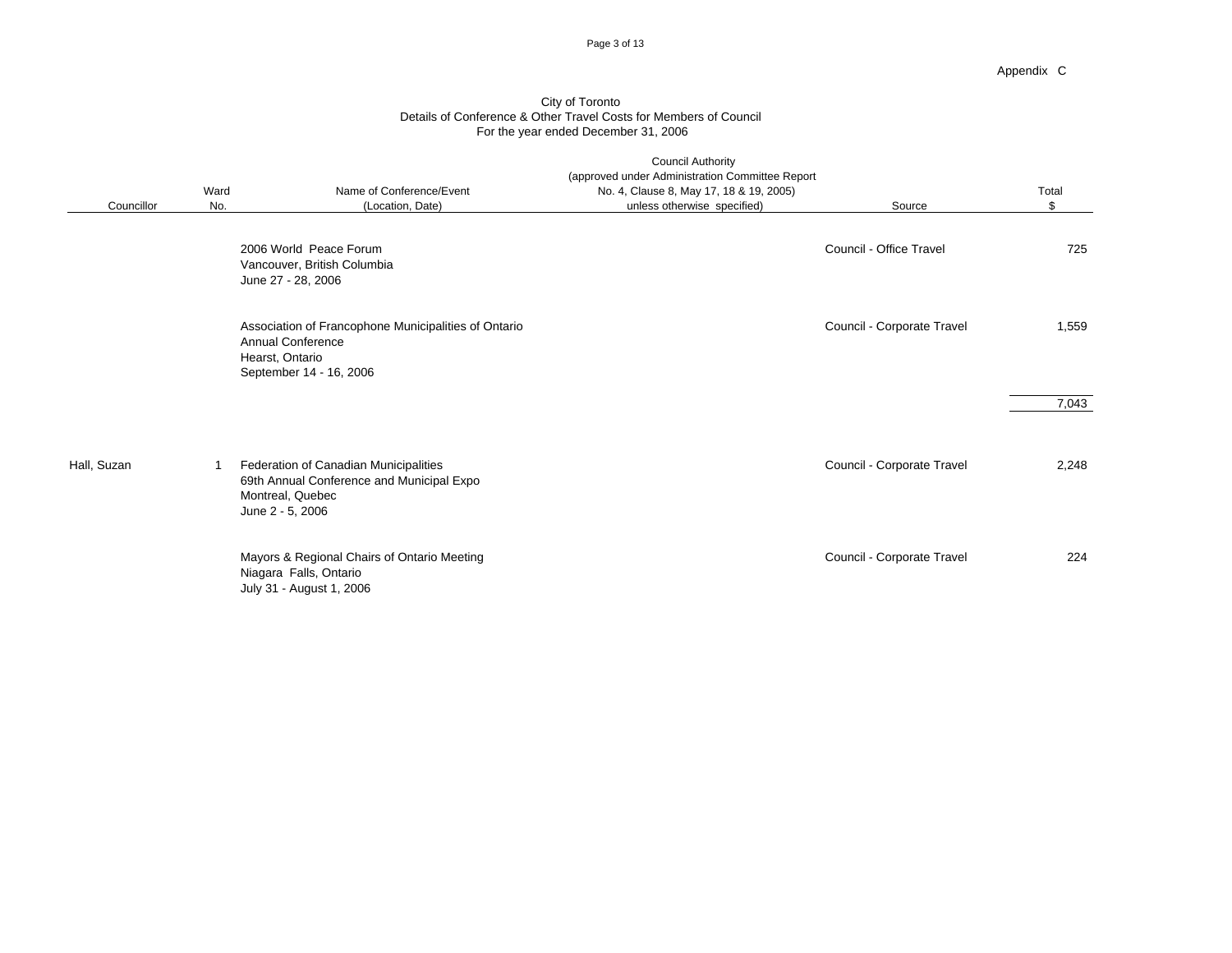Appendix C

City of Toronto
Details of Conference & Other Travel Costs for Members of Council
For the year ended December 31, 2006

| Councillor | Ward No. | Name of Conference/Event (Location, Date) | Council Authority (approved under Administration Committee Report No. 4, Clause 8, May 17, 18 & 19, 2005) unless otherwise specified) | Source | Total $ |
|---|---|---|---|---|---|
| | | 2006 World Peace Forum<br>Vancouver, British Columbia<br>June 27 - 28, 2006 | | Council - Office Travel | 725 |
| | | Association of Francophone Municipalities of Ontario<br>Annual Conference<br>Hearst, Ontario<br>September 14 - 16, 2006 | | Council - Corporate Travel | 1,559 |
| | | | | | 7,043 |
| Hall, Suzan | 1 | Federation of Canadian Municipalities<br>69th Annual Conference and Municipal Expo<br>Montreal, Quebec<br>June 2 - 5, 2006 | | Council - Corporate Travel | 2,248 |
| | | Mayors & Regional Chairs of Ontario Meeting<br>Niagara Falls, Ontario<br>July 31 - August 1, 2006 | | Council - Corporate Travel | 224 |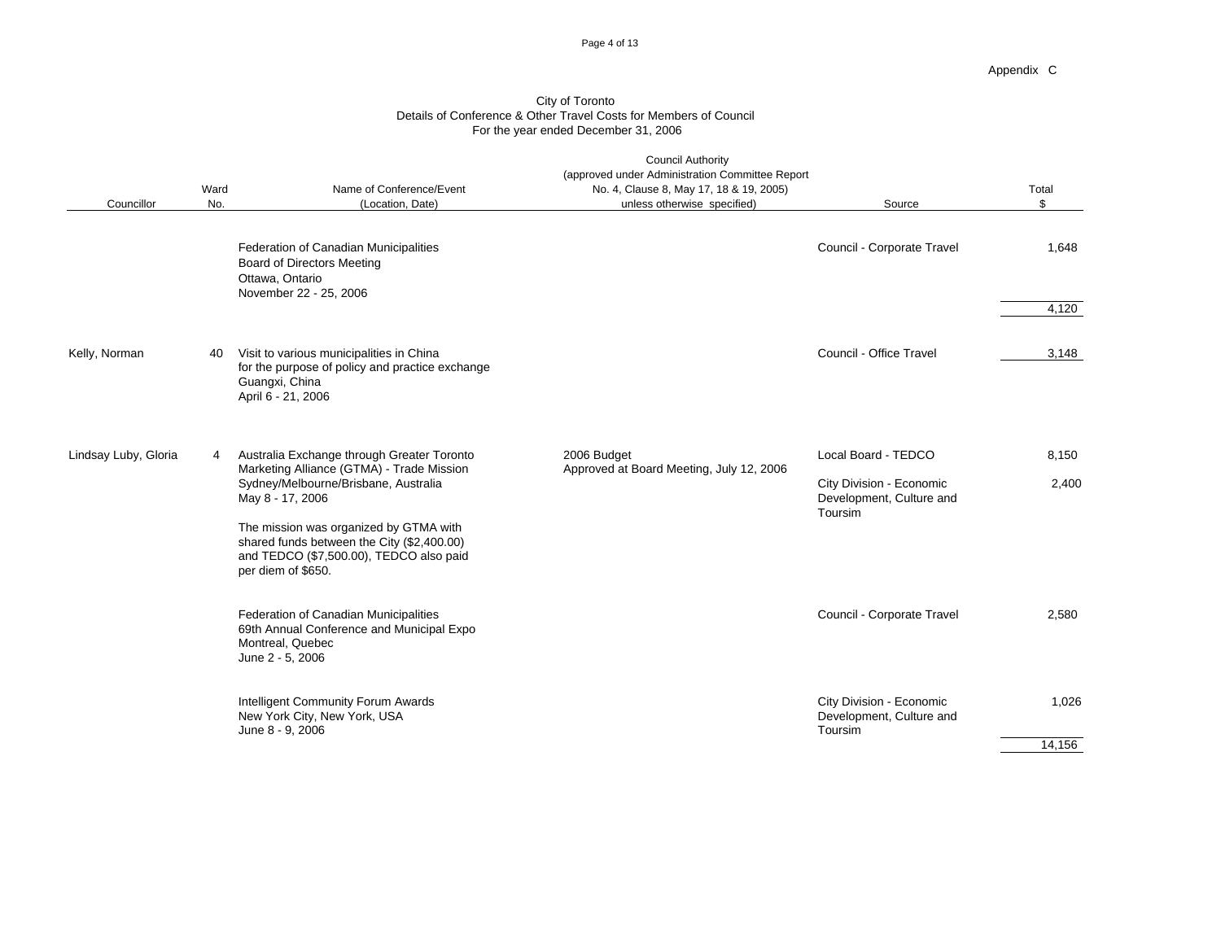Appendix C

City of Toronto
Details of Conference & Other Travel Costs for Members of Council
For the year ended December 31, 2006

| Councillor | Ward No. | Name of Conference/Event (Location, Date) | Council Authority (approved under Administration Committee Report No. 4, Clause 8, May 17, 18 & 19, 2005) unless otherwise specified) | Source | Total $ |
|---|---|---|---|---|---|
| | | Federation of Canadian Municipalities Board of Directors Meeting Ottawa, Ontario November 22 - 25, 2006 | | Council - Corporate Travel | 1,648 |
| | | | | | 4,120 |
| Kelly, Norman | 40 | Visit to various municipalities in China for the purpose of policy and practice exchange Guangxi, China April 6 - 21, 2006 | | Council - Office Travel | 3,148 |
| Lindsay Luby, Gloria | 4 | Australia Exchange through Greater Toronto Marketing Alliance (GTMA) - Trade Mission Sydney/Melbourne/Brisbane, Australia May 8 - 17, 2006<br><br>The mission was organized by GTMA with shared funds between the City ($2,400.00) and TEDCO ($7,500.00), TEDCO also paid per diem of $650. | 2006 Budget Approved at Board Meeting, July 12, 2006 | Local Board - TEDCO | 8,150 |
| | | | | City Division - Economic Development, Culture and Toursim | 2,400 |
| | | Federation of Canadian Municipalities 69th Annual Conference and Municipal Expo Montreal, Quebec June 2 - 5, 2006 | | Council - Corporate Travel | 2,580 |
| | | Intelligent Community Forum Awards New York City, New York, USA June 8 - 9, 2006 | | City Division - Economic Development, Culture and Toursim | 1,026 |
| | | | | | 14,156 |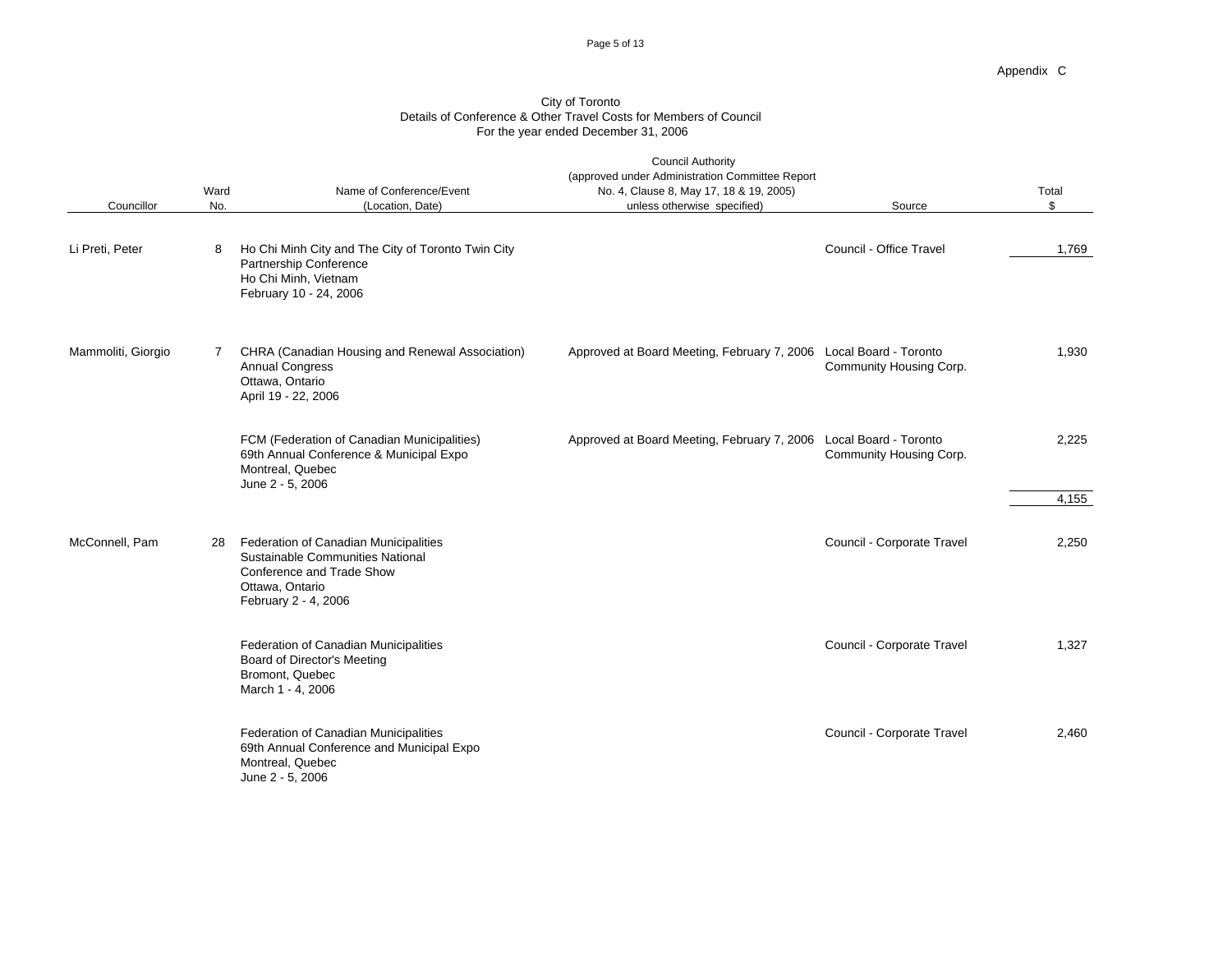Appendix C

City of Toronto
Details of Conference & Other Travel Costs for Members of Council
For the year ended December 31, 2006

| Councillor | Ward No. | Name of Conference/Event (Location, Date) | Council Authority (approved under Administration Committee Report No. 4, Clause 8, May 17, 18 & 19, 2005) unless otherwise specified) | Source | Total $ |
|---|---|---|---|---|---|
| Li Preti, Peter | 8 | Ho Chi Minh City and The City of Toronto Twin City Partnership Conference<br>Ho Chi Minh, Vietnam<br>February 10 - 24, 2006 | | Council - Office Travel | 1,769 |
| Mammoliti, Giorgio | 7 | CHRA (Canadian Housing and Renewal Association) Annual Congress<br>Ottawa, Ontario<br>April 19 - 22, 2006 | Approved at Board Meeting, February 7, 2006 | Local Board - Toronto Community Housing Corp. | 1,930 |
| | | FCM (Federation of Canadian Municipalities) 69th Annual Conference & Municipal Expo<br>Montreal, Quebec<br>June 2 - 5, 2006 | Approved at Board Meeting, February 7, 2006 | Local Board - Toronto Community Housing Corp. | 2,225 |
| | | | | | 4,155 |
| McConnell, Pam | 28 | Federation of Canadian Municipalities Sustainable Communities National Conference and Trade Show<br>Ottawa, Ontario<br>February 2 - 4, 2006 | | Council - Corporate Travel | 2,250 |
| | | Federation of Canadian Municipalities Board of Director's Meeting<br>Bromont, Quebec<br>March 1 - 4, 2006 | | Council - Corporate Travel | 1,327 |
| | | Federation of Canadian Municipalities 69th Annual Conference and Municipal Expo<br>Montreal, Quebec<br>June 2 - 5, 2006 | | Council - Corporate Travel | 2,460 |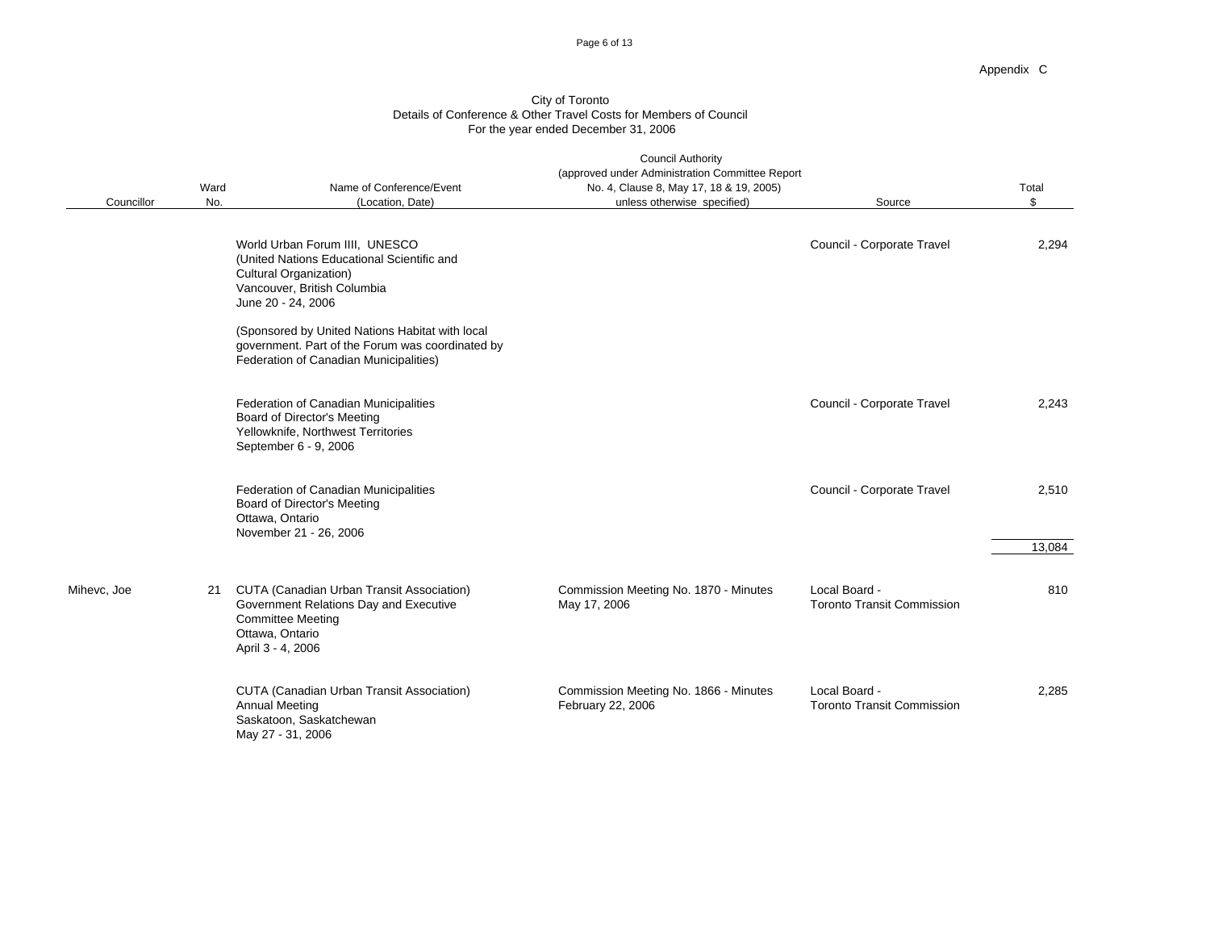Appendix C

City of Toronto
Details of Conference & Other Travel Costs for Members of Council
For the year ended December 31, 2006

| Councillor | Ward No. | Name of Conference/Event (Location, Date) | Council Authority (approved under Administration Committee Report No. 4, Clause 8, May 17, 18 & 19, 2005) unless otherwise specified) | Source | Total $ |
|---|---|---|---|---|---|
| | | World Urban Forum IIII, UNESCO (United Nations Educational Scientific and Cultural Organization) Vancouver, British Columbia June 20 - 24, 2006<br><br>(Sponsored by United Nations Habitat with local government. Part of the Forum was coordinated by Federation of Canadian Municipalities) | | Council - Corporate Travel | 2,294 |
| | | Federation of Canadian Municipalities Board of Director's Meeting Yellowknife, Northwest Territories September 6 - 9, 2006 | | Council - Corporate Travel | 2,243 |
| | | Federation of Canadian Municipalities Board of Director's Meeting Ottawa, Ontario November 21 - 26, 2006 | | Council - Corporate Travel | 2,510 |
| | | | | | 13,084 |
| Mihevc, Joe | 21 | CUTA (Canadian Urban Transit Association) Government Relations Day and Executive Committee Meeting Ottawa, Ontario April 3 - 4, 2006 | Commission Meeting No. 1870 - Minutes May 17, 2006 | Local Board - Toronto Transit Commission | 810 |
| | | CUTA (Canadian Urban Transit Association) Annual Meeting Saskatoon, Saskatchewan May 27 - 31, 2006 | Commission Meeting No. 1866 - Minutes February 22, 2006 | Local Board - Toronto Transit Commission | 2,285 |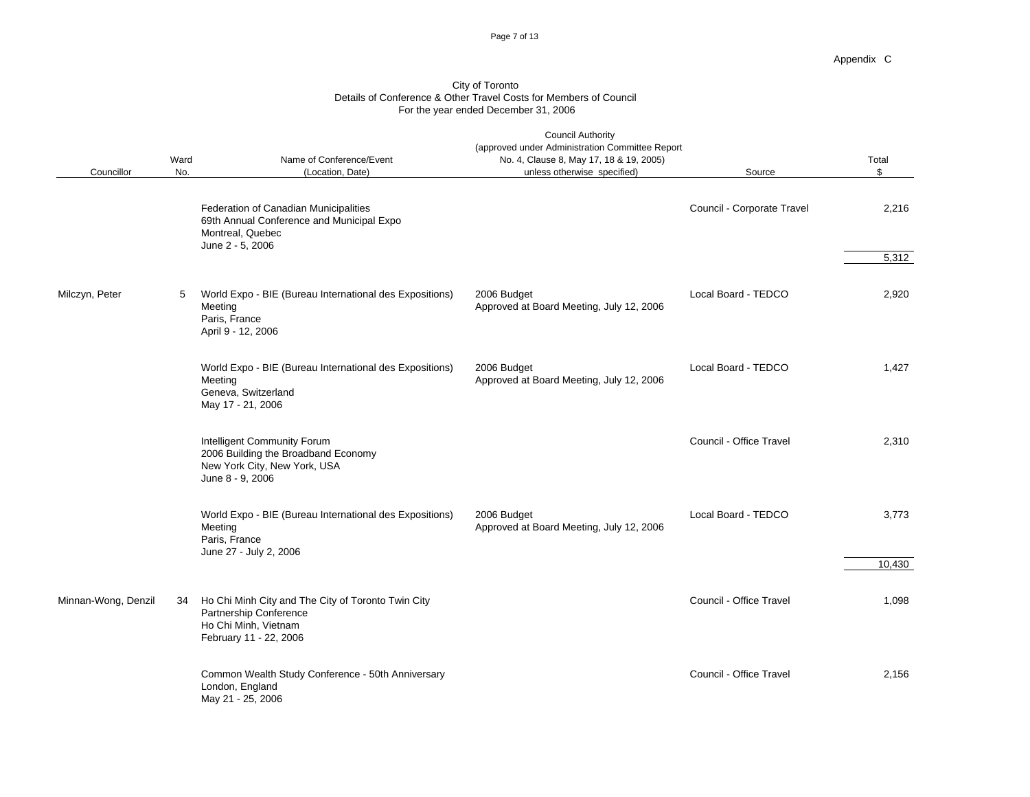Appendix C

City of Toronto
Details of Conference & Other Travel Costs for Members of Council
For the year ended December 31, 2006

| Councillor | Ward No. | Name of Conference/Event (Location, Date) | Council Authority (approved under Administration Committee Report No. 4, Clause 8, May 17, 18 & 19, 2005) unless otherwise specified) | Source | Total $ |
|---|---|---|---|---|---|
| | | Federation of Canadian Municipalities 69th Annual Conference and Municipal Expo Montreal, Quebec June 2 - 5, 2006 | | Council - Corporate Travel | 2,216 |
| | | | | | 5,312 |
| Milczyn, Peter | 5 | World Expo - BIE (Bureau International des Expositions) Meeting Paris, France April 9 - 12, 2006 | 2006 Budget Approved at Board Meeting, July 12, 2006 | Local Board - TEDCO | 2,920 |
| | | World Expo - BIE (Bureau International des Expositions) Meeting Geneva, Switzerland May 17 - 21, 2006 | 2006 Budget Approved at Board Meeting, July 12, 2006 | Local Board - TEDCO | 1,427 |
| | | Intelligent Community Forum 2006 Building the Broadband Economy New York City, New York, USA June 8 - 9, 2006 | | Council - Office Travel | 2,310 |
| | | World Expo - BIE (Bureau International des Expositions) Meeting Paris, France June 27 - July 2, 2006 | 2006 Budget Approved at Board Meeting, July 12, 2006 | Local Board - TEDCO | 3,773 |
| | | | | | 10,430 |
| Minnan-Wong, Denzil | 34 | Ho Chi Minh City and The City of Toronto Twin City Partnership Conference Ho Chi Minh, Vietnam February 11 - 22, 2006 | | Council - Office Travel | 1,098 |
| | | Common Wealth Study Conference - 50th Anniversary London, England May 21 - 25, 2006 | | Council - Office Travel | 2,156 |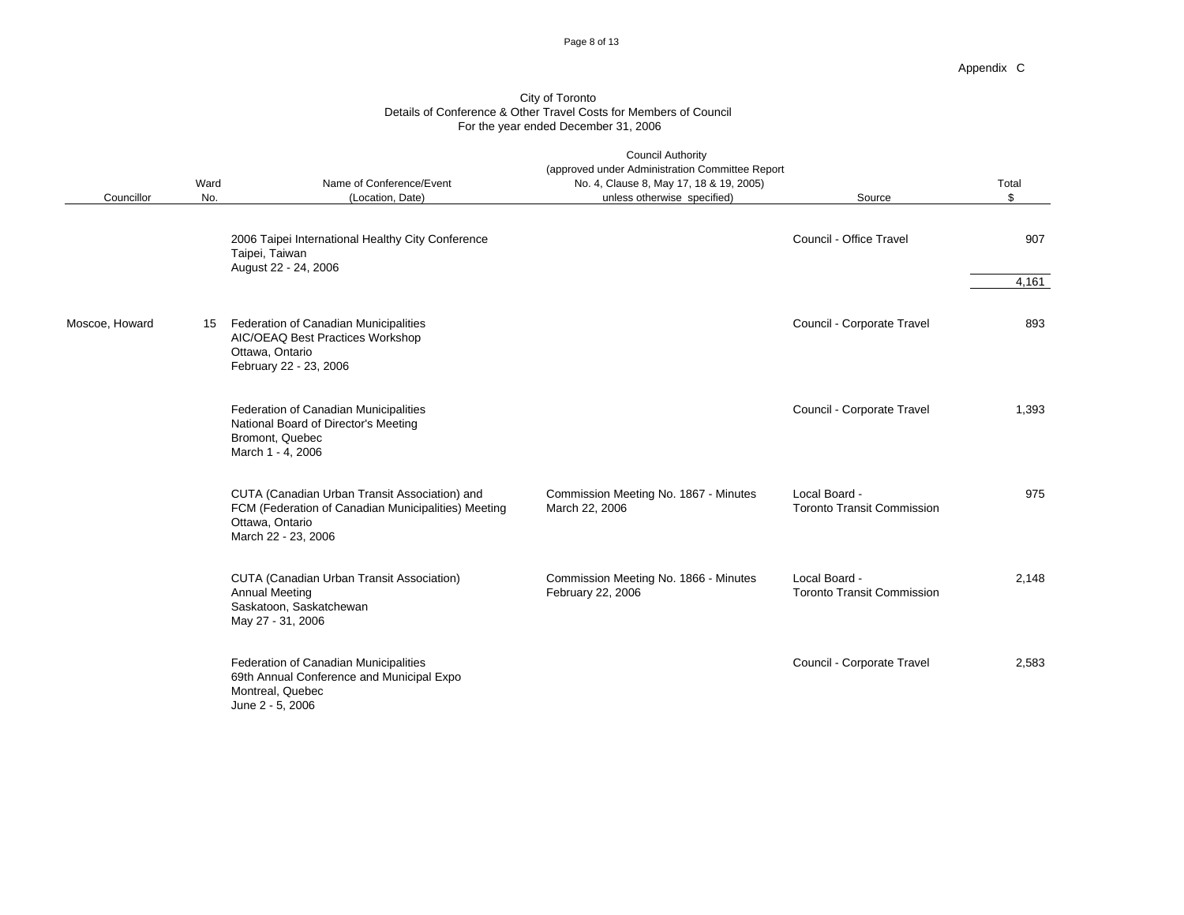Appendix C

City of Toronto
Details of Conference & Other Travel Costs for Members of Council
For the year ended December 31, 2006

| Councillor | Ward No. | Name of Conference/Event (Location, Date) | Council Authority (approved under Administration Committee Report No. 4, Clause 8, May 17, 18 & 19, 2005) unless otherwise specified) | Source | Total $ |
|---|---|---|---|---|---|
| | | 2006 Taipei International Healthy City Conference<br>Taipei, Taiwan<br>August 22 - 24, 2006 | | Council - Office Travel | 907 |
| | | | | | 4,161 |
| Moscoe, Howard | 15 | Federation of Canadian Municipalities<br>AIC/OEAQ Best Practices Workshop<br>Ottawa, Ontario<br>February 22 - 23, 2006 | | Council - Corporate Travel | 893 |
| | | Federation of Canadian Municipalities<br>National Board of Director's Meeting<br>Bromont, Quebec<br>March 1 - 4, 2006 | | Council - Corporate Travel | 1,393 |
| | | CUTA (Canadian Urban Transit Association) and<br>FCM (Federation of Canadian Municipalities) Meeting<br>Ottawa, Ontario<br>March 22 - 23, 2006 | Commission Meeting No. 1867 - Minutes<br>March 22, 2006 | Local Board -<br>Toronto Transit Commission | 975 |
| | | CUTA (Canadian Urban Transit Association)<br>Annual Meeting<br>Saskatoon, Saskatchewan<br>May 27 - 31, 2006 | Commission Meeting No. 1866 - Minutes<br>February 22, 2006 | Local Board -<br>Toronto Transit Commission | 2,148 |
| | | Federation of Canadian Municipalities<br>69th Annual Conference and Municipal Expo<br>Montreal, Quebec<br>June 2 - 5, 2006 | | Council - Corporate Travel | 2,583 |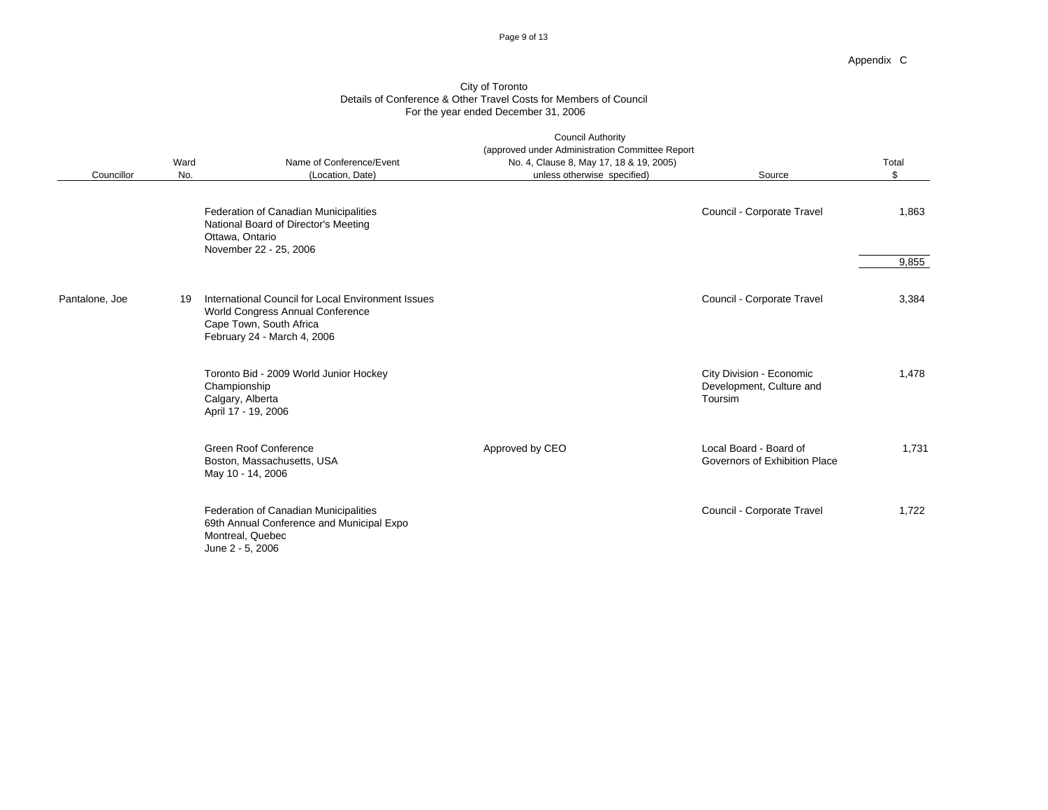Appendix C

City of Toronto
Details of Conference & Other Travel Costs for Members of Council
For the year ended December 31, 2006

| Councillor | Ward No. | Name of Conference/Event (Location, Date) | Council Authority (approved under Administration Committee Report No. 4, Clause 8, May 17, 18 & 19, 2005) unless otherwise specified) | Source | Total $ |
|---|---|---|---|---|---|
| | | Federation of Canadian Municipalities National Board of Director's Meeting Ottawa, Ontario November 22 - 25, 2006 | | Council - Corporate Travel | 1,863 |
| | | | | | 9,855 |
| Pantalone, Joe | 19 | International Council for Local Environment Issues World Congress Annual Conference Cape Town, South Africa February 24 - March 4, 2006 | | Council - Corporate Travel | 3,384 |
| | | Toronto Bid - 2009 World Junior Hockey Championship Calgary, Alberta April 17 - 19, 2006 | | City Division - Economic Development, Culture and Toursim | 1,478 |
| | | Green Roof Conference Boston, Massachusetts, USA May 10 - 14, 2006 | Approved by CEO | Local Board - Board of Governors of Exhibition Place | 1,731 |
| | | Federation of Canadian Municipalities 69th Annual Conference and Municipal Expo Montreal, Quebec June 2 - 5, 2006 | | Council - Corporate Travel | 1,722 |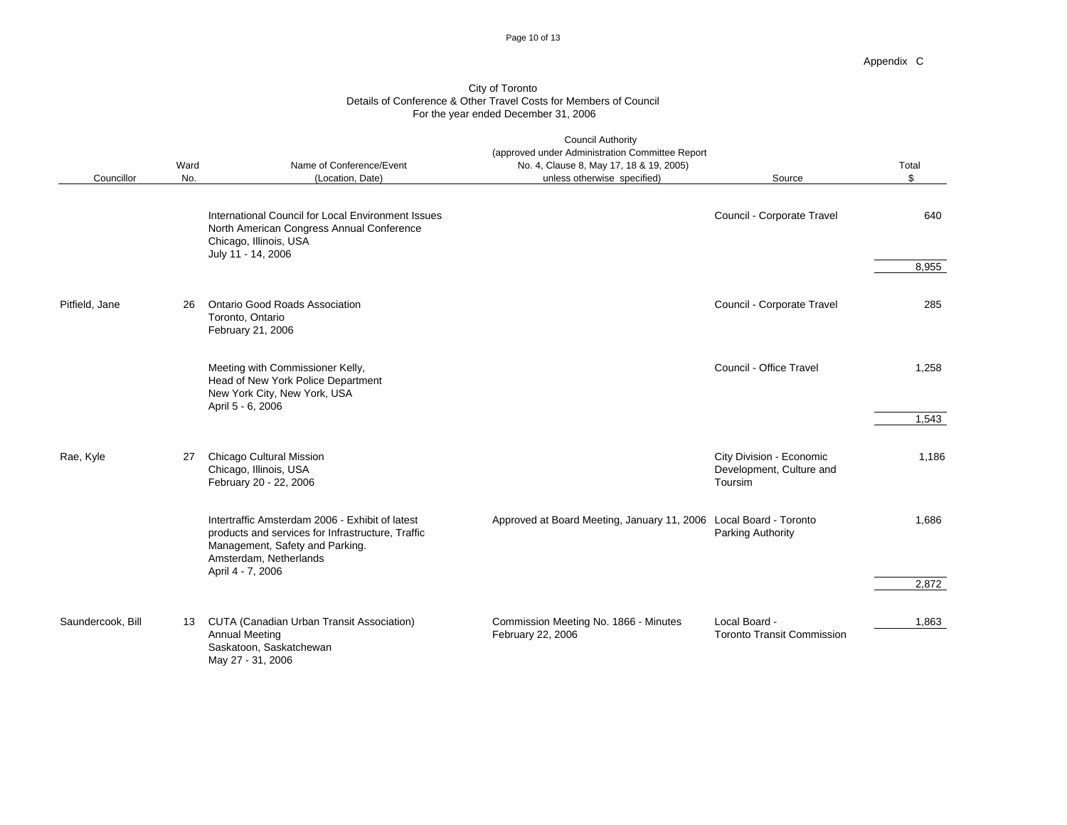Appendix C

City of Toronto
Details of Conference & Other Travel Costs for Members of Council
For the year ended December 31, 2006

| Councillor | Ward No. | Name of Conference/Event (Location, Date) | Council Authority (approved under Administration Committee Report No. 4, Clause 8, May 17, 18 & 19, 2005) unless otherwise specified) | Source | Total $ |
|---|---|---|---|---|---|
| | | International Council for Local Environment Issues North American Congress Annual Conference Chicago, Illinois, USA July 11 - 14, 2006 | | Council - Corporate Travel | 640 |
| | | | | | 8,955 |
| Pitfield, Jane | 26 | Ontario Good Roads Association Toronto, Ontario February 21, 2006 | | Council - Corporate Travel | 285 |
| | | Meeting with Commissioner Kelly, Head of New York Police Department New York City, New York, USA April 5 - 6, 2006 | | Council - Office Travel | 1,258 |
| | | | | | 1,543 |
| Rae, Kyle | 27 | Chicago Cultural Mission Chicago, Illinois, USA February 20 - 22, 2006 | | City Division - Economic Development, Culture and Toursim | 1,186 |
| | | Intertraffic Amsterdam 2006 - Exhibit of latest products and services for Infrastructure, Traffic Management, Safety and Parking. Amsterdam, Netherlands April 4 - 7, 2006 | Approved at Board Meeting, January 11, 2006 | Local Board - Toronto Parking Authority | 1,686 |
| | | | | | 2,872 |
| Saundercook, Bill | 13 | CUTA (Canadian Urban Transit Association) Annual Meeting Saskatoon, Saskatchewan May 27 - 31, 2006 | Commission Meeting No. 1866 - Minutes February 22, 2006 | Local Board - Toronto Transit Commission | 1,863 |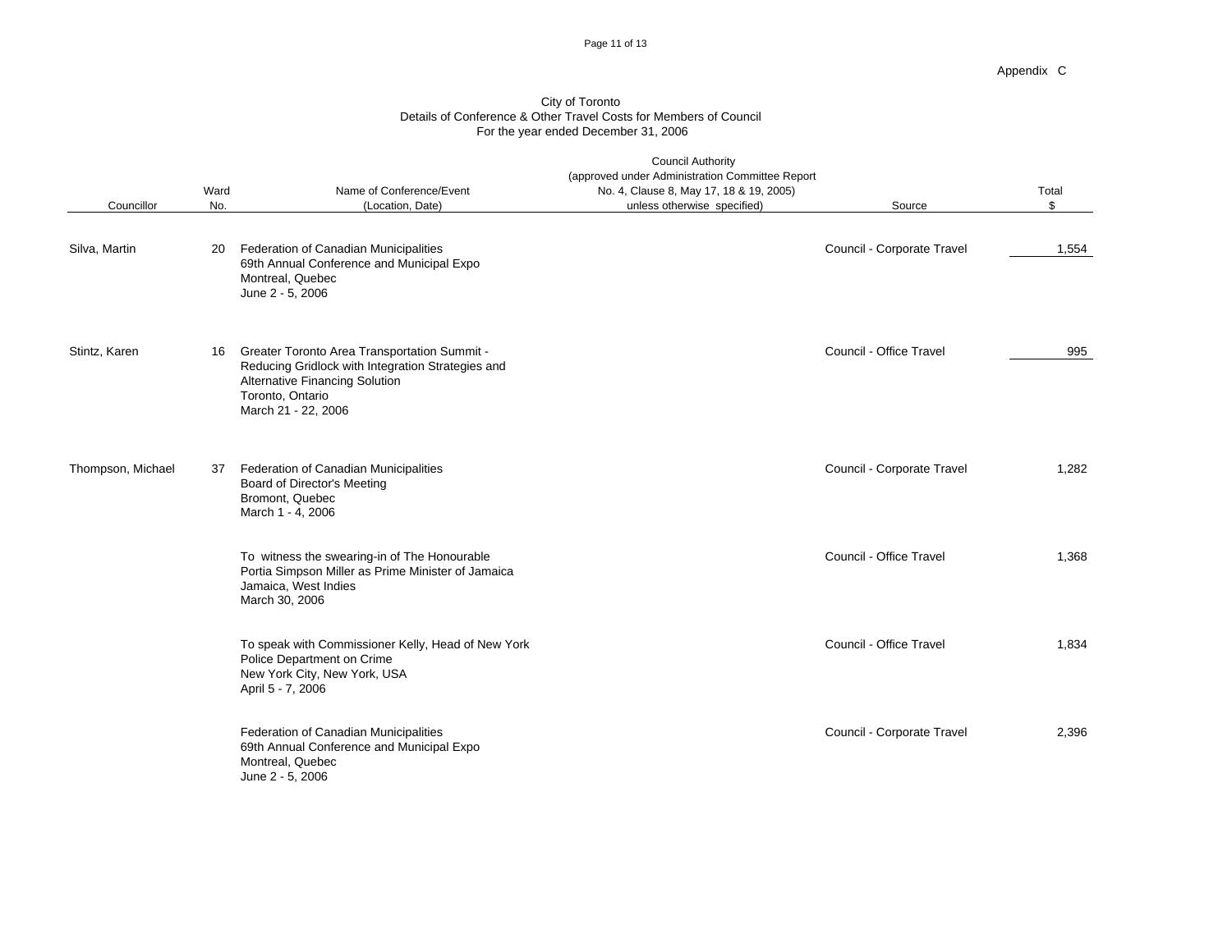Appendix C

City of Toronto
Details of Conference & Other Travel Costs for Members of Council
For the year ended December 31, 2006

| Councillor | Ward No. | Name of Conference/Event (Location, Date) | Council Authority (approved under Administration Committee Report No. 4, Clause 8, May 17, 18 & 19, 2005) unless otherwise specified) | Source | Total $ |
|---|---|---|---|---|---|
| Silva, Martin | 20 | Federation of Canadian Municipalities<br>69th Annual Conference and Municipal Expo<br>Montreal, Quebec<br>June 2 - 5, 2006 | | Council - Corporate Travel | 1,554 |
| Stintz, Karen | 16 | Greater Toronto Area Transportation Summit -<br>Reducing Gridlock with Integration Strategies and<br>Alternative Financing Solution<br>Toronto, Ontario<br>March 21 - 22, 2006 | | Council - Office Travel | 995 |
| Thompson, Michael | 37 | Federation of Canadian Municipalities<br>Board of Director's Meeting<br>Bromont, Quebec<br>March 1 - 4, 2006 | | Council - Corporate Travel | 1,282 |
| | | To witness the swearing-in of The Honourable<br>Portia Simpson Miller as Prime Minister of Jamaica<br>Jamaica, West Indies<br>March 30, 2006 | | Council - Office Travel | 1,368 |
| | | To speak with Commissioner Kelly, Head of New York<br>Police Department on Crime<br>New York City, New York, USA<br>April 5 - 7, 2006 | | Council - Office Travel | 1,834 |
| | | Federation of Canadian Municipalities<br>69th Annual Conference and Municipal Expo<br>Montreal, Quebec<br>June 2 - 5, 2006 | | Council - Corporate Travel | 2,396 |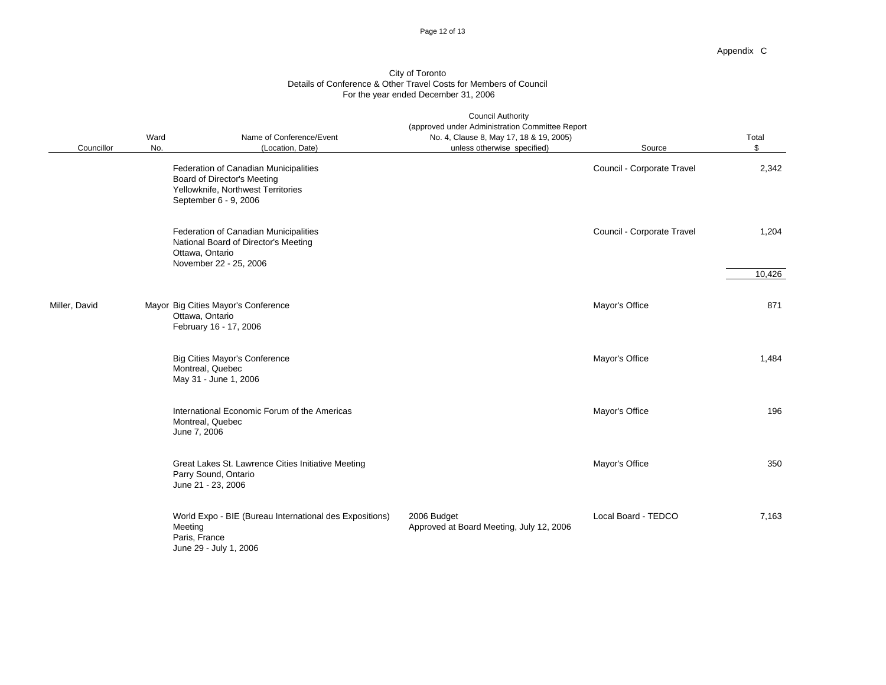Appendix C

City of Toronto
Details of Conference & Other Travel Costs for Members of Council
For the year ended December 31, 2006

| Councillor | Ward No. | Name of Conference/Event (Location, Date) | Council Authority (approved under Administration Committee Report No. 4, Clause 8, May 17, 18 & 19, 2005) unless otherwise specified) | Source | Total $ |
|---|---|---|---|---|---|
| | | Federation of Canadian Municipalities Board of Director's Meeting Yellowknife, Northwest Territories September 6 - 9, 2006 | | Council - Corporate Travel | 2,342 |
| | | Federation of Canadian Municipalities National Board of Director's Meeting Ottawa, Ontario November 22 - 25, 2006 | | Council - Corporate Travel | 1,204 |
| | | | | | 10,426 |
| Miller, David | Mayor | Big Cities Mayor's Conference Ottawa, Ontario February 16 - 17, 2006 | | Mayor's Office | 871 |
| | | Big Cities Mayor's Conference Montreal, Quebec May 31 - June 1, 2006 | | Mayor's Office | 1,484 |
| | | International Economic Forum of the Americas Montreal, Quebec June 7, 2006 | | Mayor's Office | 196 |
| | | Great Lakes St. Lawrence Cities Initiative Meeting Parry Sound, Ontario June 21 - 23, 2006 | | Mayor's Office | 350 |
| | | World Expo - BIE (Bureau International des Expositions) Meeting Paris, France June 29 - July 1, 2006 | 2006 Budget Approved at Board Meeting, July 12, 2006 | Local Board - TEDCO | 7,163 |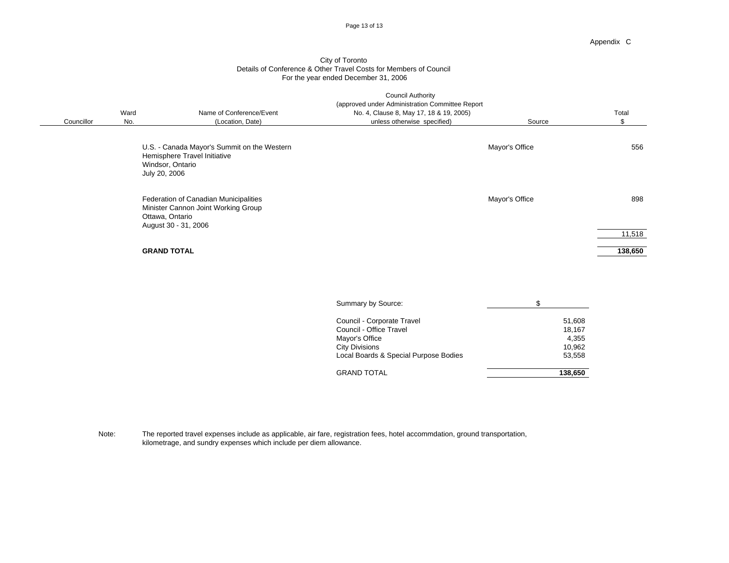Appendix C

City of Toronto
Details of Conference & Other Travel Costs for Members of Council
For the year ended December 31, 2006

| Councillor | Ward No. | Name of Conference/Event (Location, Date) | Council Authority (approved under Administration Committee Report No. 4, Clause 8, May 17, 18 & 19, 2005) unless otherwise specified) | Source | Total $ |
|---|---|---|---|---|---|
| | | U.S. - Canada Mayor's Summit on the Western Hemisphere Travel Initiative Windsor, Ontario July 20, 2006 | | Mayor's Office | 556 |
| | | Federation of Canadian Municipalities Minister Cannon Joint Working Group Ottawa, Ontario August 30 - 31, 2006 | | Mayor's Office | 898 |
| | | | | | 11,518 |
| | | **GRAND TOTAL** | | | **138,650** |

| Summary by Source: | $ |
|---|---|
| Council - Corporate Travel | 51,608 |
| Council - Office Travel | 18,167 |
| Mayor's Office | 4,355 |
| City Divisions | 10,962 |
| Local Boards & Special Purpose Bodies | 53,558 |
| GRAND TOTAL | **138,650** |

Note: The reported travel expenses include as applicable, air fare, registration fees, hotel accommdation, ground transportation, kilometrage, and sundry expenses which include per diem allowance.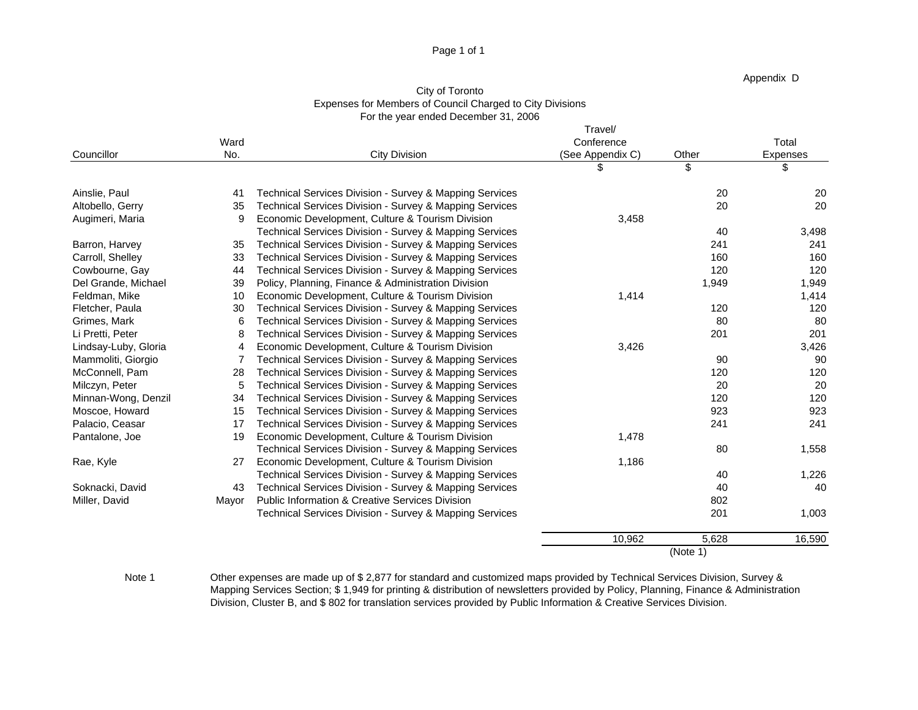Appendix D

City of Toronto
Expenses for Members of Council Charged to City Divisions
For the year ended December 31, 2006

| Councillor | Ward No. | City Division | Travel/ Conference (See Appendix C) | Other | Total Expenses |
|---|---|---|---|---|---|
| | | | $ | $ | $ |
| Ainslie, Paul | 41 | Technical Services Division - Survey & Mapping Services | | 20 | 20 |
| Altobello, Gerry | 35 | Technical Services Division - Survey & Mapping Services | | 20 | 20 |
| Augimeri, Maria | 9 | Economic Development, Culture & Tourism Division | 3,458 | | |
| | | Technical Services Division - Survey & Mapping Services | | 40 | 3,498 |
| Barron, Harvey | 35 | Technical Services Division - Survey & Mapping Services | | 241 | 241 |
| Carroll, Shelley | 33 | Technical Services Division - Survey & Mapping Services | | 160 | 160 |
| Cowbourne, Gay | 44 | Technical Services Division - Survey & Mapping Services | | 120 | 120 |
| Del Grande, Michael | 39 | Policy, Planning, Finance & Administration Division | | 1,949 | 1,949 |
| Feldman, Mike | 10 | Economic Development, Culture & Tourism Division | 1,414 | | 1,414 |
| Fletcher, Paula | 30 | Technical Services Division - Survey & Mapping Services | | 120 | 120 |
| Grimes, Mark | 6 | Technical Services Division - Survey & Mapping Services | | 80 | 80 |
| Li Pretti, Peter | 8 | Technical Services Division - Survey & Mapping Services | | 201 | 201 |
| Lindsay-Luby, Gloria | 4 | Economic Development, Culture & Tourism Division | 3,426 | | 3,426 |
| Mammoliti, Giorgio | 7 | Technical Services Division - Survey & Mapping Services | | 90 | 90 |
| McConnell, Pam | 28 | Technical Services Division - Survey & Mapping Services | | 120 | 120 |
| Milczyn, Peter | 5 | Technical Services Division - Survey & Mapping Services | | 20 | 20 |
| Minnan-Wong, Denzil | 34 | Technical Services Division - Survey & Mapping Services | | 120 | 120 |
| Moscoe, Howard | 15 | Technical Services Division - Survey & Mapping Services | | 923 | 923 |
| Palacio, Ceasar | 17 | Technical Services Division - Survey & Mapping Services | | 241 | 241 |
| Pantalone, Joe | 19 | Economic Development, Culture & Tourism Division | 1,478 | | |
| | | Technical Services Division - Survey & Mapping Services | | 80 | 1,558 |
| Rae, Kyle | 27 | Economic Development, Culture & Tourism Division | 1,186 | | |
| | | Technical Services Division - Survey & Mapping Services | | 40 | 1,226 |
| Soknacki, David | 43 | Technical Services Division - Survey & Mapping Services | | 40 | 40 |
| Miller, David | Mayor | Public Information & Creative Services Division | | 802 | |
| | | Technical Services Division - Survey & Mapping Services | | 201 | 1,003 |
| | | | 10,962 | 5,628 | 16,590 |
| | | | | (Note 1) | |

Note 1 Other expenses are made up of $ 2,877 for standard and customized maps provided by Technical Services Division, Survey & Mapping Services Section; $ 1,949 for printing & distribution of newsletters provided by Policy, Planning, Finance & Administration Division, Cluster B, and $ 802 for translation services provided by Public Information & Creative Services Division.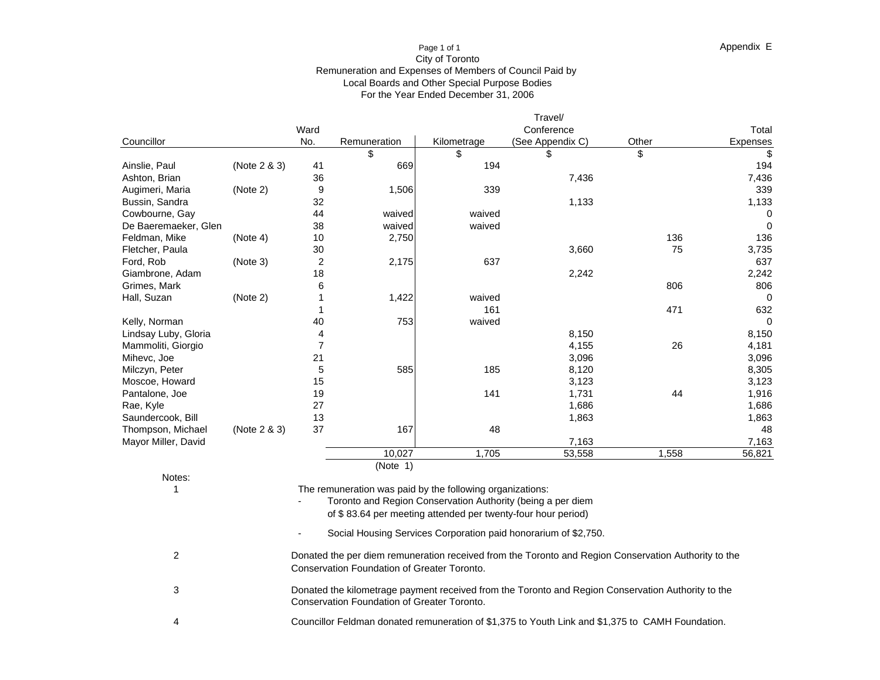Appendix E

City of Toronto
Remuneration and Expenses of Members of Council Paid by
Local Boards and Other Special Purpose Bodies
For the Year Ended December 31, 2006

| Councillor | | Ward No. | Remuneration | Kilometrage | Travel/ Conference (See Appendix C) | Other | Total Expenses |
|---|---|---|---|---|---|---|---|
| | | | $ | $ | $ | $ | $ |
| Ainslie, Paul | (Note 2 & 3) | 41 | 669 | 194 | | | 194 |
| Ashton, Brian | | 36 | | | 7,436 | | 7,436 |
| Augimeri, Maria | (Note 2) | 9 | 1,506 | 339 | | | 339 |
| Bussin, Sandra | | 32 | | | 1,133 | | 1,133 |
| Cowbourne, Gay | | 44 | waived | waived | | | 0 |
| De Baeremaeker, Glen | | 38 | waived | waived | | | 0 |
| Feldman, Mike | (Note 4) | 10 | 2,750 | | | 136 | 136 |
| Fletcher, Paula | | 30 | | | 3,660 | 75 | 3,735 |
| Ford, Rob | (Note 3) | 2 | 2,175 | 637 | | | 637 |
| Giambrone, Adam | | 18 | | | 2,242 | | 2,242 |
| Grimes, Mark | | 6 | | | | 806 | 806 |
| Hall, Suzan | (Note 2) | 1 | 1,422 | waived | | | 0 |
| | | 1 | | 161 | | 471 | 632 |
| Kelly, Norman | | 40 | 753 | waived | | | 0 |
| Lindsay Luby, Gloria | | 4 | | | 8,150 | | 8,150 |
| Mammoliti, Giorgio | | 7 | | | 4,155 | 26 | 4,181 |
| Mihevc, Joe | | 21 | | | 3,096 | | 3,096 |
| Milczyn, Peter | | 5 | 585 | 185 | 8,120 | | 8,305 |
| Moscoe, Howard | | 15 | | | 3,123 | | 3,123 |
| Pantalone, Joe | | 19 | | 141 | 1,731 | 44 | 1,916 |
| Rae, Kyle | | 27 | | | 1,686 | | 1,686 |
| Saundercook, Bill | | 13 | | | 1,863 | | 1,863 |
| Thompson, Michael | (Note 2 & 3) | 37 | 167 | 48 | | | 48 |
| Mayor Miller, David | | | | | 7,163 | | 7,163 |
| | | | 10,027 | 1,705 | 53,558 | 1,558 | 56,821 |
| | | | (Note 1) | | | | |

Notes:

1 The remuneration was paid by the following organizations:
- Toronto and Region Conservation Authority (being a per diem of $ 83.64 per meeting attended per twenty-four hour period)
- Social Housing Services Corporation paid honorarium of $2,750.

2 Donated the per diem remuneration received from the Toronto and Region Conservation Authority to the Conservation Foundation of Greater Toronto.

3 Donated the kilometrage payment received from the Toronto and Region Conservation Authority to the Conservation Foundation of Greater Toronto.

4 Councillor Feldman donated remuneration of $1,375 to Youth Link and $1,375 to CAMH Foundation.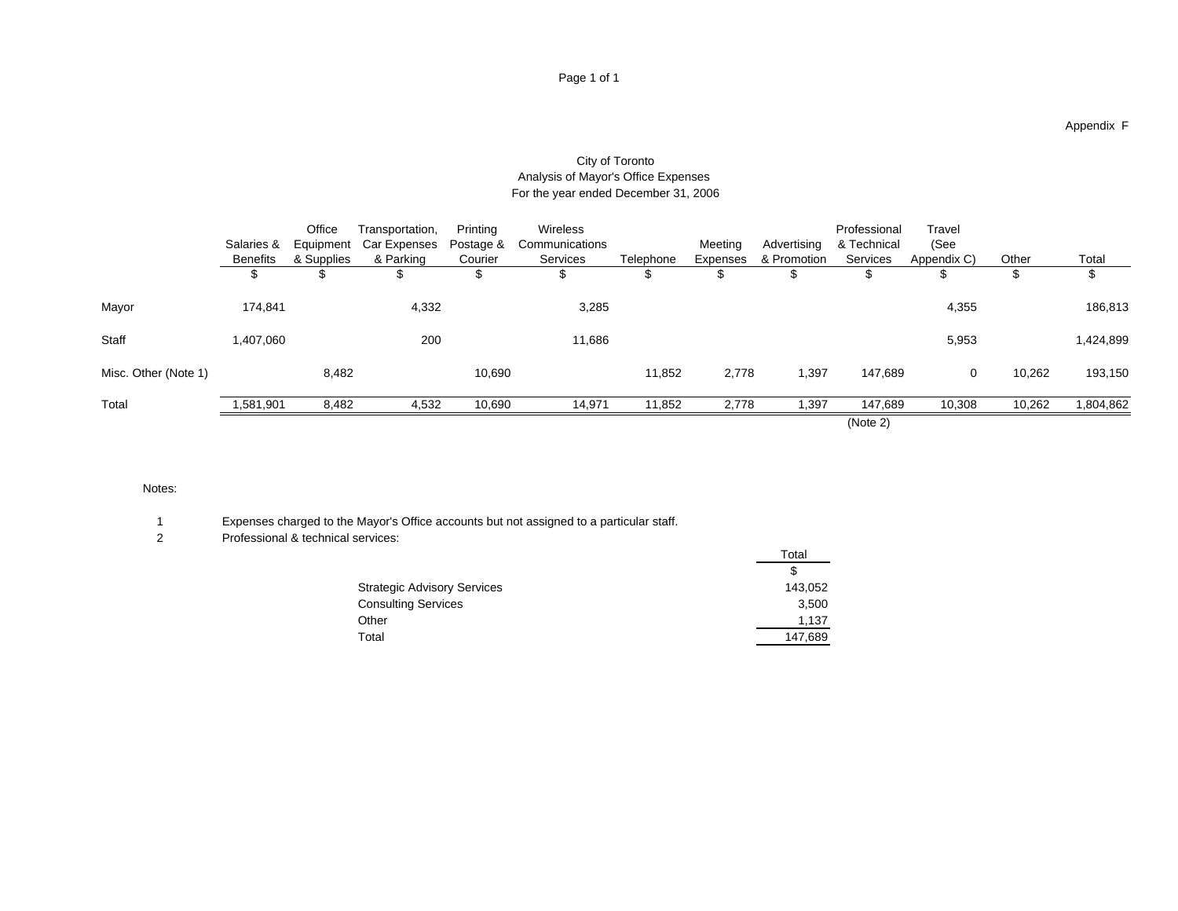Appendix F

City of Toronto
Analysis of Mayor's Office Expenses
For the year ended December 31, 2006

| | Salaries & Benefits | Office Equipment & Supplies | Transportation, Car Expenses & Parking | Printing Postage & Courier | Wireless Communications Services | Telephone | Meeting Expenses | Advertising & Promotion | Professional & Technical Services | Travel (See Appendix C) | Other | Total |
|---|---|---|---|---|---|---|---|---|---|---|---|---|
| | $ | $ | $ | $ | $ | $ | $ | $ | $ | $ | $ | $ |
| Mayor | 174,841 | | 4,332 | | 3,285 | | | | | 4,355 | | 186,813 |
| Staff | 1,407,060 | | 200 | | 11,686 | | | | | 5,953 | | 1,424,899 |
| Misc. Other (Note 1) | | 8,482 | | 10,690 | | 11,852 | 2,778 | 1,397 | 147,689 | 0 | 10,262 | 193,150 |
| Total | 1,581,901 | 8,482 | 4,532 | 10,690 | 14,971 | 11,852 | 2,778 | 1,397 | 147,689 | 10,308 | 10,262 | 1,804,862 |
| | | | | | | | | | (Note 2) | | | |

Notes:

1. Expenses charged to the Mayor's Office accounts but not assigned to a particular staff.
2. Professional & technical services:

| | Total |
|---|---|
| | $ |
| Strategic Advisory Services | 143,052 |
| Consulting Services | 3,500 |
| Other | 1,137 |
| Total | 147,689 |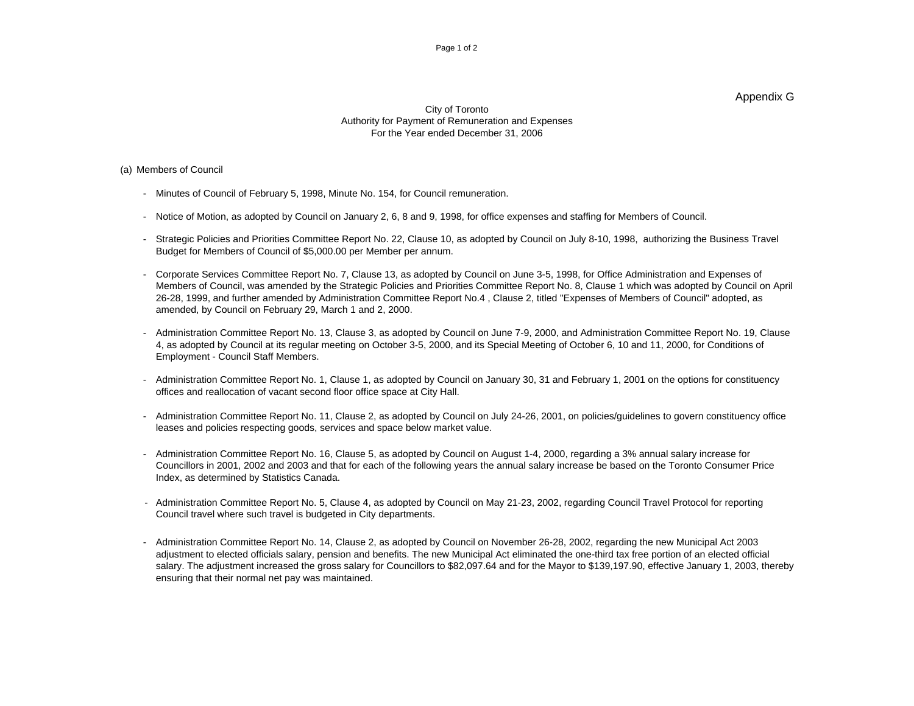Appendix G

# City of Toronto
## Authority for Payment of Remuneration and Expenses
## For the Year ended December 31, 2006

(a) Members of Council

- Minutes of Council of February 5, 1998, Minute No. 154, for Council remuneration.

- Notice of Motion, as adopted by Council on January 2, 6, 8 and 9, 1998, for office expenses and staffing for Members of Council.

- Strategic Policies and Priorities Committee Report No. 22, Clause 10, as adopted by Council on July 8-10, 1998, authorizing the Business Travel Budget for Members of Council of $5,000.00 per Member per annum.

- Corporate Services Committee Report No. 7, Clause 13, as adopted by Council on June 3-5, 1998, for Office Administration and Expenses of Members of Council, was amended by the Strategic Policies and Priorities Committee Report No. 8, Clause 1 which was adopted by Council on April 26-28, 1999, and further amended by Administration Committee Report No.4 , Clause 2, titled "Expenses of Members of Council" adopted, as amended, by Council on February 29, March 1 and 2, 2000.

- Administration Committee Report No. 13, Clause 3, as adopted by Council on June 7-9, 2000, and Administration Committee Report No. 19, Clause 4, as adopted by Council at its regular meeting on October 3-5, 2000, and its Special Meeting of October 6, 10 and 11, 2000, for Conditions of Employment - Council Staff Members.

- Administration Committee Report No. 1, Clause 1, as adopted by Council on January 30, 31 and February 1, 2001 on the options for constituency offices and reallocation of vacant second floor office space at City Hall.

- Administration Committee Report No. 11, Clause 2, as adopted by Council on July 24-26, 2001, on policies/guidelines to govern constituency office leases and policies respecting goods, services and space below market value.

- Administration Committee Report No. 16, Clause 5, as adopted by Council on August 1-4, 2000, regarding a 3% annual salary increase for Councillors in 2001, 2002 and 2003 and that for each of the following years the annual salary increase be based on the Toronto Consumer Price Index, as determined by Statistics Canada.

- Administration Committee Report No. 5, Clause 4, as adopted by Council on May 21-23, 2002, regarding Council Travel Protocol for reporting Council travel where such travel is budgeted in City departments.

- Administration Committee Report No. 14, Clause 2, as adopted by Council on November 26-28, 2002, regarding the new Municipal Act 2003 adjustment to elected officials salary, pension and benefits. The new Municipal Act eliminated the one-third tax free portion of an elected official salary. The adjustment increased the gross salary for Councillors to $82,097.64 and for the Mayor to $139,197.90, effective January 1, 2003, thereby ensuring that their normal net pay was maintained.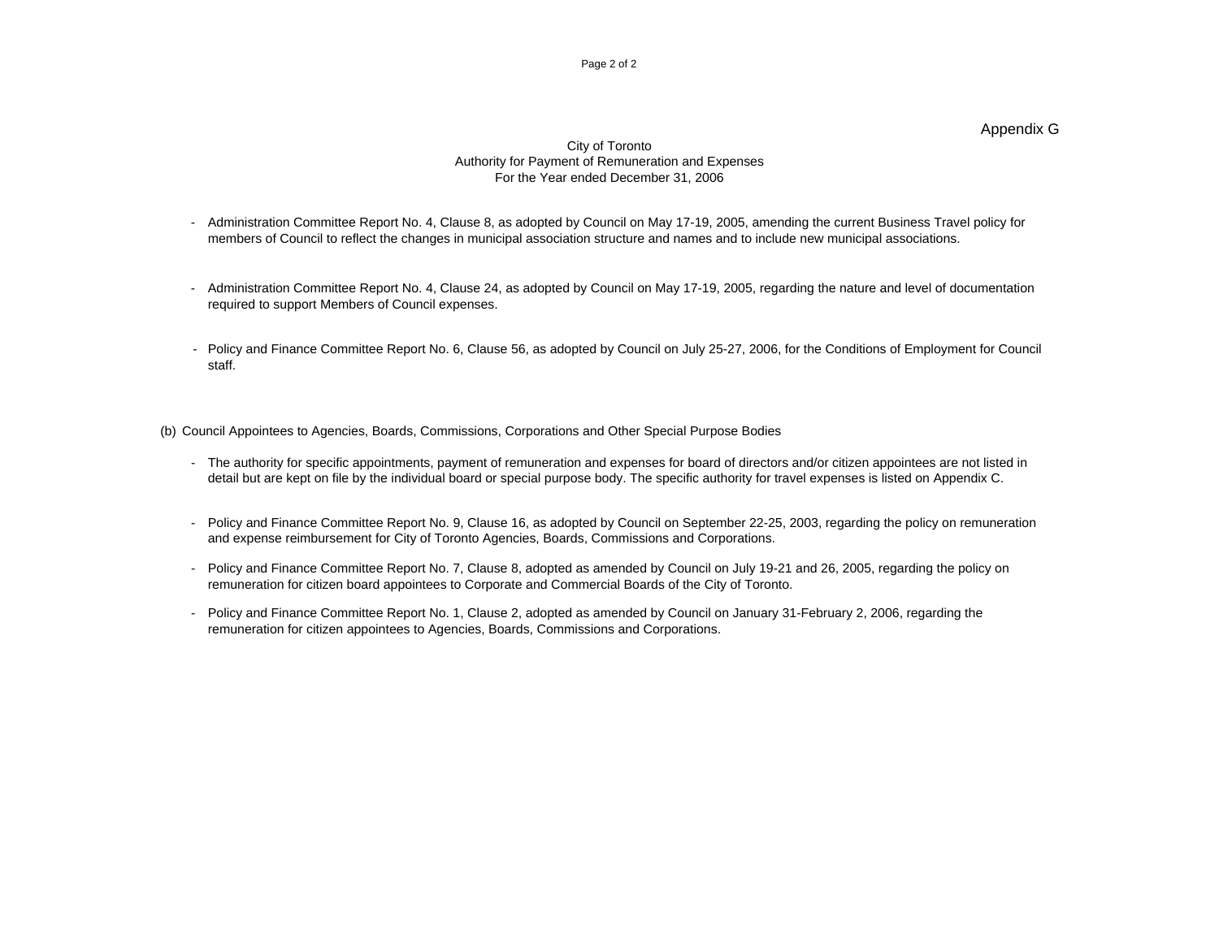Appendix G

City of Toronto
Authority for Payment of Remuneration and Expenses
For the Year ended December 31, 2006

- Administration Committee Report No. 4, Clause 8, as adopted by Council on May 17-19, 2005, amending the current Business Travel policy for members of Council to reflect the changes in municipal association structure and names and to include new municipal associations.

- Administration Committee Report No. 4, Clause 24, as adopted by Council on May 17-19, 2005, regarding the nature and level of documentation required to support Members of Council expenses.

- Policy and Finance Committee Report No. 6, Clause 56, as adopted by Council on July 25-27, 2006, for the Conditions of Employment for Council staff.

(b) Council Appointees to Agencies, Boards, Commissions, Corporations and Other Special Purpose Bodies

- The authority for specific appointments, payment of remuneration and expenses for board of directors and/or citizen appointees are not listed in detail but are kept on file by the individual board or special purpose body. The specific authority for travel expenses is listed on Appendix C.

- Policy and Finance Committee Report No. 9, Clause 16, as adopted by Council on September 22-25, 2003, regarding the policy on remuneration and expense reimbursement for City of Toronto Agencies, Boards, Commissions and Corporations.

- Policy and Finance Committee Report No. 7, Clause 8, adopted as amended by Council on July 19-21 and 26, 2005, regarding the policy on remuneration for citizen board appointees to Corporate and Commercial Boards of the City of Toronto.

- Policy and Finance Committee Report No. 1, Clause 2, adopted as amended by Council on January 31-February 2, 2006, regarding the remuneration for citizen appointees to Agencies, Boards, Commissions and Corporations.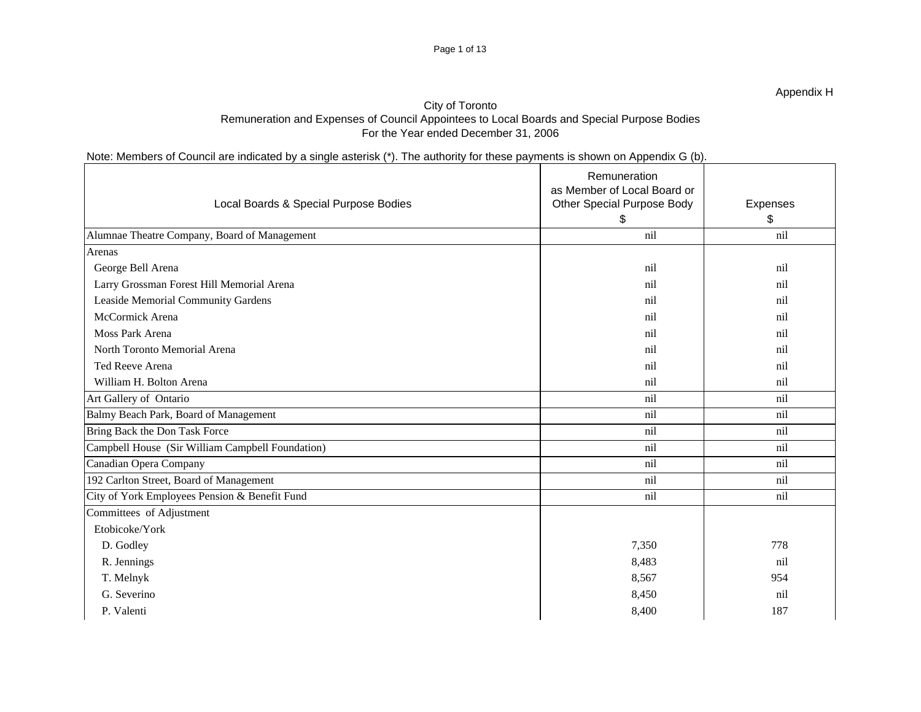Appendix H

City of Toronto
Remuneration and Expenses of Council Appointees to Local Boards and Special Purpose Bodies
For the Year ended December 31, 2006

Note: Members of Council are indicated by a single asterisk (*). The authority for these payments is shown on Appendix G (b).

| Local Boards & Special Purpose Bodies | Remuneration as Member of Local Board or Other Special Purpose Body $ | Expenses $ |
|---|---|---|
| Alumnae Theatre Company, Board of Management | nil | nil |
| Arenas | | |
| George Bell Arena | nil | nil |
| Larry Grossman Forest Hill Memorial Arena | nil | nil |
| Leaside Memorial Community Gardens | nil | nil |
| McCormick Arena | nil | nil |
| Moss Park Arena | nil | nil |
| North Toronto Memorial Arena | nil | nil |
| Ted Reeve Arena | nil | nil |
| William H. Bolton Arena | nil | nil |
| Art Gallery of Ontario | nil | nil |
| Balmy Beach Park, Board of Management | nil | nil |
| Bring Back the Don Task Force | nil | nil |
| Campbell House (Sir William Campbell Foundation) | nil | nil |
| Canadian Opera Company | nil | nil |
| 192 Carlton Street, Board of Management | nil | nil |
| City of York Employees Pension & Benefit Fund | nil | nil |
| Committees of Adjustment | | |
| Etobicoke/York | | |
| D. Godley | 7,350 | 778 |
| R. Jennings | 8,483 | nil |
| T. Melnyk | 8,567 | 954 |
| G. Severino | 8,450 | nil |
| P. Valenti | 8,400 | 187 |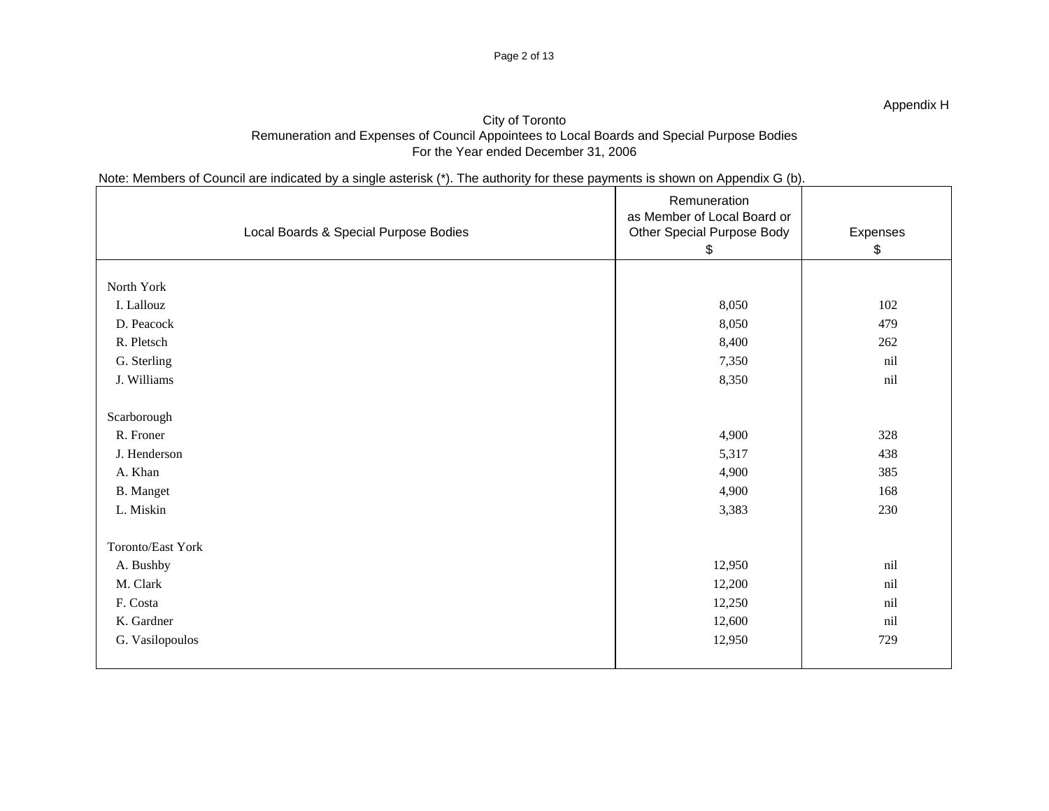Appendix H

City of Toronto
Remuneration and Expenses of Council Appointees to Local Boards and Special Purpose Bodies
For the Year ended December 31, 2006

Note: Members of Council are indicated by a single asterisk (*). The authority for these payments is shown on Appendix G (b).

| Local Boards & Special Purpose Bodies | Remuneration as Member of Local Board or Other Special Purpose Body $ | Expenses $ |
|---|---|---|
| North York | | |
| I. Lallouz | 8,050 | 102 |
| D. Peacock | 8,050 | 479 |
| R. Pletsch | 8,400 | 262 |
| G. Sterling | 7,350 | nil |
| J. Williams | 8,350 | nil |
| Scarborough | | |
| R. Froner | 4,900 | 328 |
| J. Henderson | 5,317 | 438 |
| A. Khan | 4,900 | 385 |
| B. Manget | 4,900 | 168 |
| L. Miskin | 3,383 | 230 |
| Toronto/East York | | |
| A. Bushby | 12,950 | nil |
| M. Clark | 12,200 | nil |
| F. Costa | 12,250 | nil |
| K. Gardner | 12,600 | nil |
| G. Vasilopoulos | 12,950 | 729 |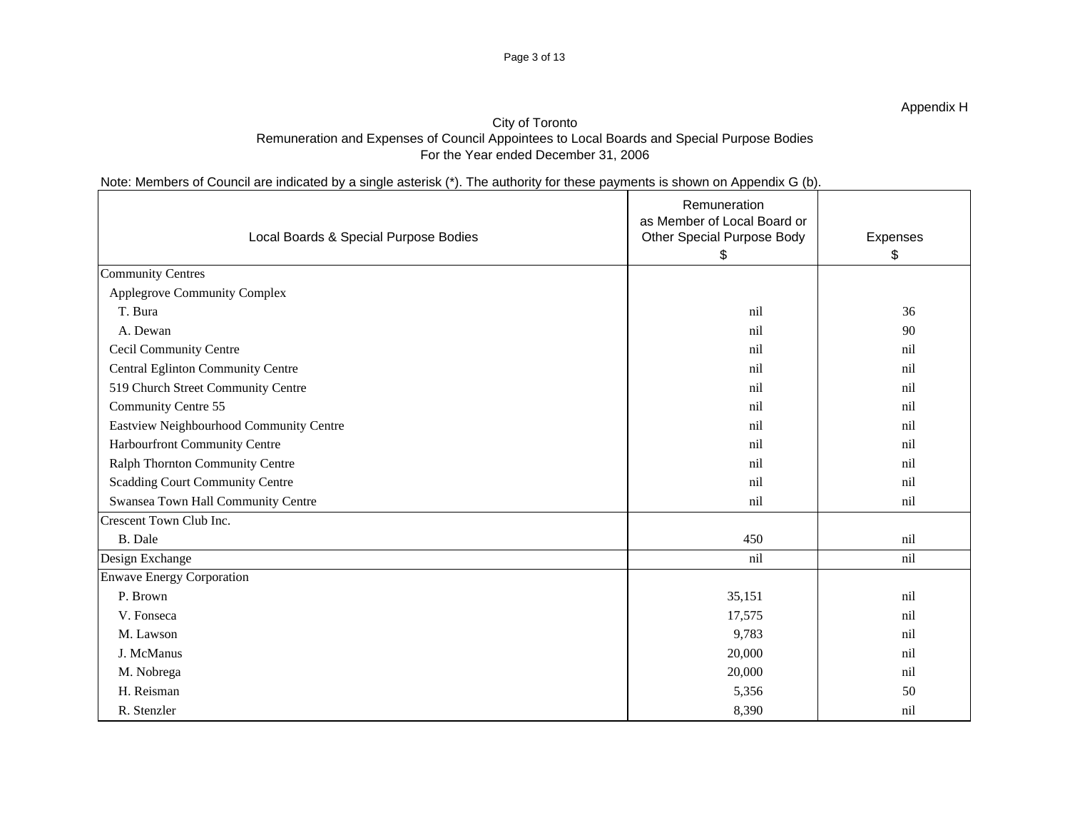Appendix H

City of Toronto
Remuneration and Expenses of Council Appointees to Local Boards and Special Purpose Bodies
For the Year ended December 31, 2006

Note: Members of Council are indicated by a single asterisk (*). The authority for these payments is shown on Appendix G (b).

| Local Boards & Special Purpose Bodies | Remuneration as Member of Local Board or Other Special Purpose Body $ | Expenses $ |
|---|---|---|
| Community Centres | | |
| Applegrove Community Complex | | |
| T. Bura | nil | 36 |
| A. Dewan | nil | 90 |
| Cecil Community Centre | nil | nil |
| Central Eglinton Community Centre | nil | nil |
| 519 Church Street Community Centre | nil | nil |
| Community Centre 55 | nil | nil |
| Eastview Neighbourhood Community Centre | nil | nil |
| Harbourfront Community Centre | nil | nil |
| Ralph Thornton Community Centre | nil | nil |
| Scadding Court Community Centre | nil | nil |
| Swansea Town Hall Community Centre | nil | nil |
| Crescent Town Club Inc. | | |
| B. Dale | 450 | nil |
| Design Exchange | nil | nil |
| Enwave Energy Corporation | | |
| P. Brown | 35,151 | nil |
| V. Fonseca | 17,575 | nil |
| M. Lawson | 9,783 | nil |
| J. McManus | 20,000 | nil |
| M. Nobrega | 20,000 | nil |
| H. Reisman | 5,356 | 50 |
| R. Stenzler | 8,390 | nil |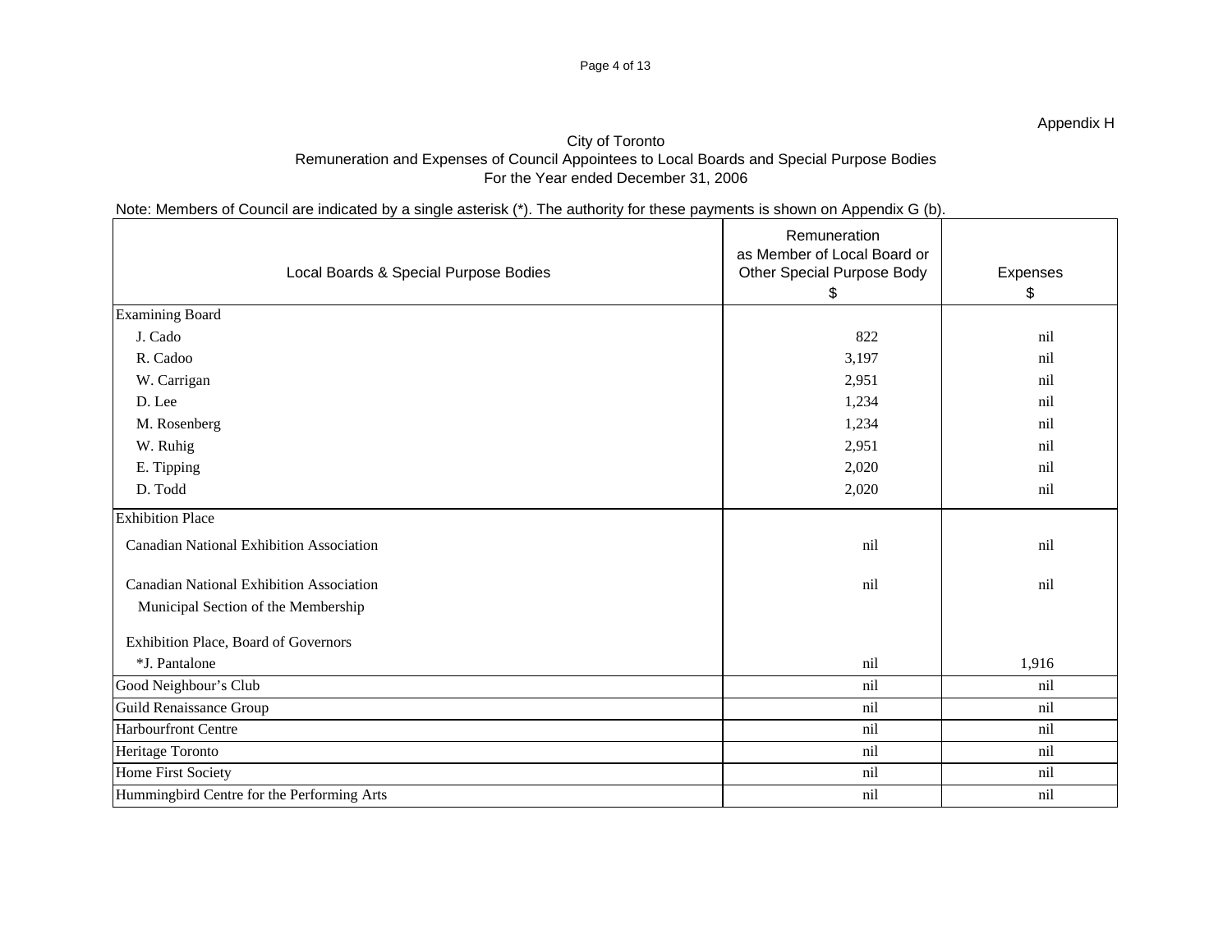Appendix H

City of Toronto
Remuneration and Expenses of Council Appointees to Local Boards and Special Purpose Bodies
For the Year ended December 31, 2006

Note: Members of Council are indicated by a single asterisk (*). The authority for these payments is shown on Appendix G (b).

| Local Boards & Special Purpose Bodies | Remuneration as Member of Local Board or Other Special Purpose Body $ | Expenses $ |
|---|---|---|
| Examining Board | | |
| J. Cado | 822 | nil |
| R. Cadoo | 3,197 | nil |
| W. Carrigan | 2,951 | nil |
| D. Lee | 1,234 | nil |
| M. Rosenberg | 1,234 | nil |
| W. Ruhig | 2,951 | nil |
| E. Tipping | 2,020 | nil |
| D. Todd | 2,020 | nil |
| Exhibition Place | | |
| Canadian National Exhibition Association | nil | nil |
| Canadian National Exhibition Association | nil | nil |
| Municipal Section of the Membership | | |
| Exhibition Place, Board of Governors | | |
| *J. Pantalone | nil | 1,916 |
| Good Neighbour's Club | nil | nil |
| Guild Renaissance Group | nil | nil |
| Harbourfront Centre | nil | nil |
| Heritage Toronto | nil | nil |
| Home First Society | nil | nil |
| Hummingbird Centre for the Performing Arts | nil | nil |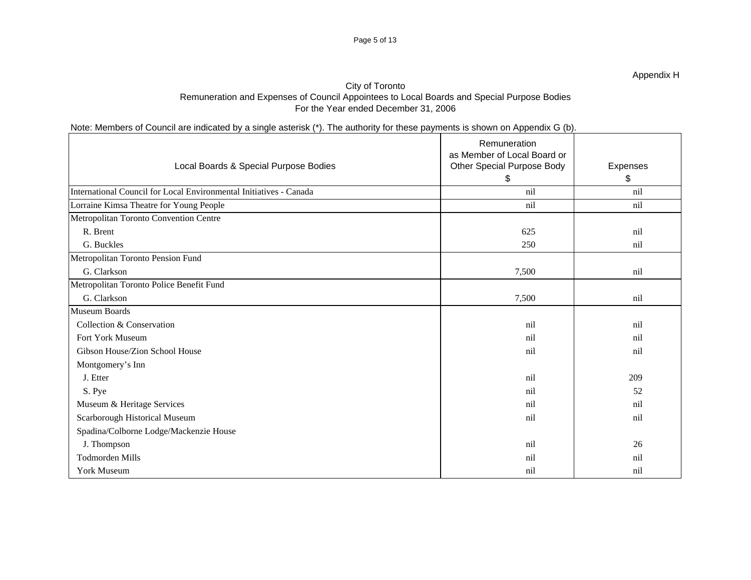Appendix H

City of Toronto
Remuneration and Expenses of Council Appointees to Local Boards and Special Purpose Bodies
For the Year ended December 31, 2006

Note: Members of Council are indicated by a single asterisk (*). The authority for these payments is shown on Appendix G (b).

| Local Boards & Special Purpose Bodies | Remuneration as Member of Local Board or Other Special Purpose Body $ | Expenses $ |
|---|---|---|
| International Council for Local Environmental Initiatives - Canada | nil | nil |
| Lorraine Kimsa Theatre for Young People | nil | nil |
| Metropolitan Toronto Convention Centre | | |
| R. Brent | 625 | nil |
| G. Buckles | 250 | nil |
| Metropolitan Toronto Pension Fund | | |
| G. Clarkson | 7,500 | nil |
| Metropolitan Toronto Police Benefit Fund | | |
| G. Clarkson | 7,500 | nil |
| Museum Boards | | |
| Collection & Conservation | nil | nil |
| Fort York Museum | nil | nil |
| Gibson House/Zion School House | nil | nil |
| Montgomery's Inn | | |
| J. Etter | nil | 209 |
| S. Pye | nil | 52 |
| Museum & Heritage Services | nil | nil |
| Scarborough Historical Museum | nil | nil |
| Spadina/Colborne Lodge/Mackenzie House | | |
| J. Thompson | nil | 26 |
| Todmorden Mills | nil | nil |
| York Museum | nil | nil |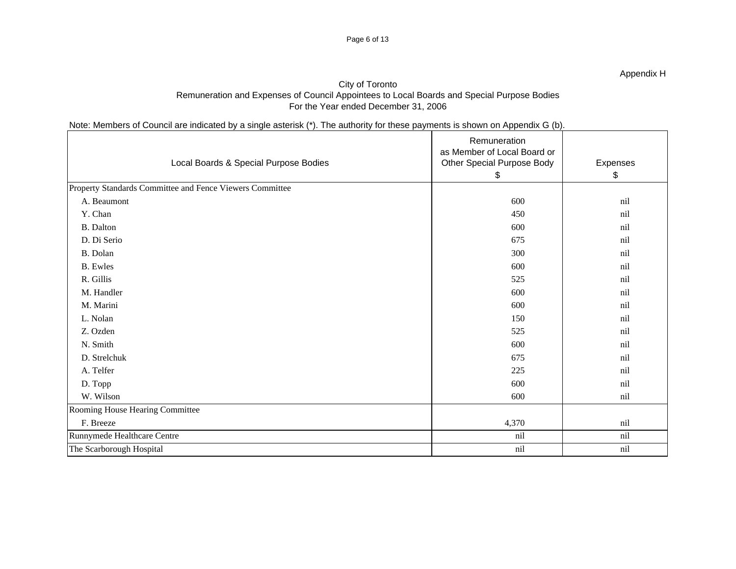Appendix H

# City of Toronto
## Remuneration and Expenses of Council Appointees to Local Boards and Special Purpose Bodies
## For the Year ended December 31, 2006

Note: Members of Council are indicated by a single asterisk (*). The authority for these payments is shown on Appendix G (b).

| Local Boards & Special Purpose Bodies | Remuneration as Member of Local Board or Other Special Purpose Body $ | Expenses $ |
|---|---|---|
| Property Standards Committee and Fence Viewers Committee | | |
| A. Beaumont | 600 | nil |
| Y. Chan | 450 | nil |
| B. Dalton | 600 | nil |
| D. Di Serio | 675 | nil |
| B. Dolan | 300 | nil |
| B. Ewles | 600 | nil |
| R. Gillis | 525 | nil |
| M. Handler | 600 | nil |
| M. Marini | 600 | nil |
| L. Nolan | 150 | nil |
| Z. Ozden | 525 | nil |
| N. Smith | 600 | nil |
| D. Strelchuk | 675 | nil |
| A. Telfer | 225 | nil |
| D. Topp | 600 | nil |
| W. Wilson | 600 | nil |
| Rooming House Hearing Committee | | |
| F. Breeze | 4,370 | nil |
| Runnymede Healthcare Centre | nil | nil |
| The Scarborough Hospital | nil | nil |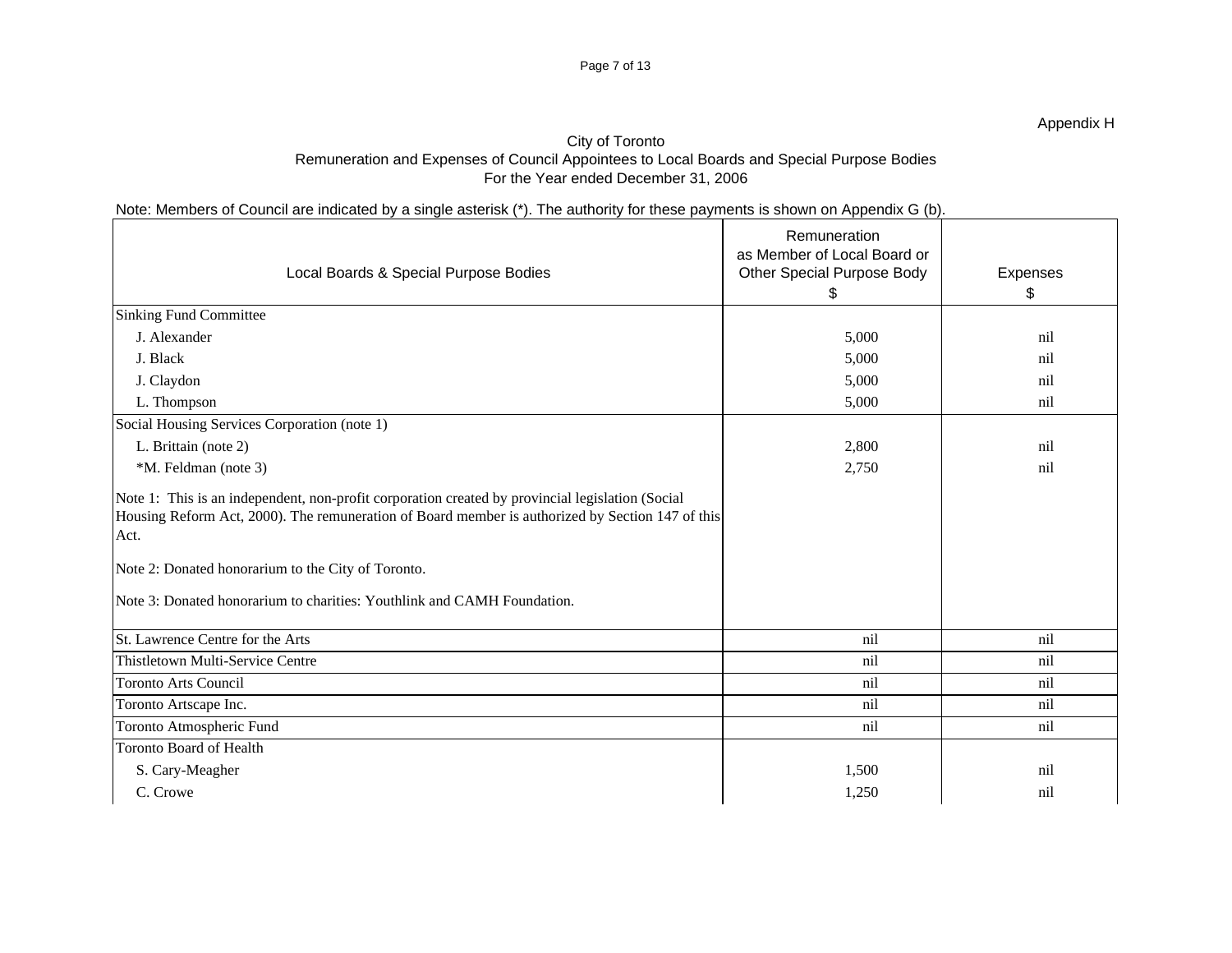Appendix H

# City of Toronto

## Remuneration and Expenses of Council Appointees to Local Boards and Special Purpose Bodies

### For the Year ended December 31, 2006

Note: Members of Council are indicated by a single asterisk (*). The authority for these payments is shown on Appendix G (b).

| Local Boards & Special Purpose Bodies | Remuneration as Member of Local Board or Other Special Purpose Body $ | Expenses $ |
|---|---|---|
| Sinking Fund Committee | | |
| J. Alexander | 5,000 | nil |
| J. Black | 5,000 | nil |
| J. Claydon | 5,000 | nil |
| L. Thompson | 5,000 | nil |
| Social Housing Services Corporation (note 1) | | |
| L. Brittain (note 2) | 2,800 | nil |
| *M. Feldman (note 3) | 2,750 | nil |
| Note 1: This is an independent, non-profit corporation created by provincial legislation (Social Housing Reform Act, 2000). The remuneration of Board member is authorized by Section 147 of this Act. | | |
| Note 2: Donated honorarium to the City of Toronto. | | |
| Note 3: Donated honorarium to charities: Youthlink and CAMH Foundation. | | |
| St. Lawrence Centre for the Arts | nil | nil |
| Thistletown Multi-Service Centre | nil | nil |
| Toronto Arts Council | nil | nil |
| Toronto Artscape Inc. | nil | nil |
| Toronto Atmospheric Fund | nil | nil |
| Toronto Board of Health | | |
| S. Cary-Meagher | 1,500 | nil |
| C. Crowe | 1,250 | nil |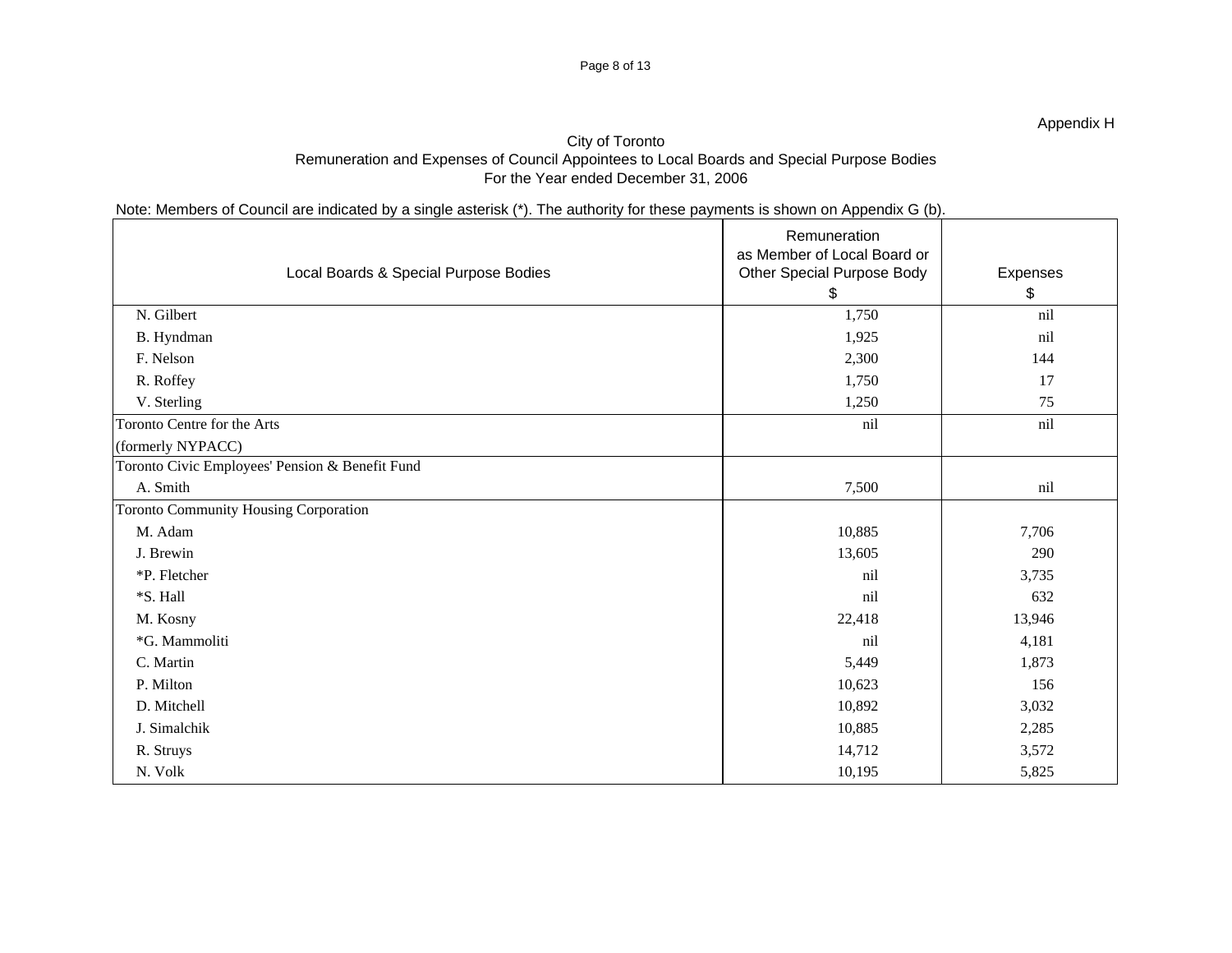Appendix H

City of Toronto
Remuneration and Expenses of Council Appointees to Local Boards and Special Purpose Bodies
For the Year ended December 31, 2006

Note: Members of Council are indicated by a single asterisk (*). The authority for these payments is shown on Appendix G (b).

| Local Boards & Special Purpose Bodies | Remuneration as Member of Local Board or Other Special Purpose Body $ | Expenses $ |
|---|---|---|
| N. Gilbert | 1,750 | nil |
| B. Hyndman | 1,925 | nil |
| F. Nelson | 2,300 | 144 |
| R. Roffey | 1,750 | 17 |
| V. Sterling | 1,250 | 75 |
| Toronto Centre for the Arts (formerly NYPACC) | nil | nil |
| Toronto Civic Employees' Pension & Benefit Fund | | |
| A. Smith | 7,500 | nil |
| Toronto Community Housing Corporation | | |
| M. Adam | 10,885 | 7,706 |
| J. Brewin | 13,605 | 290 |
| *P. Fletcher | nil | 3,735 |
| *S. Hall | nil | 632 |
| M. Kosny | 22,418 | 13,946 |
| *G. Mammoliti | nil | 4,181 |
| C. Martin | 5,449 | 1,873 |
| P. Milton | 10,623 | 156 |
| D. Mitchell | 10,892 | 3,032 |
| J. Simalchik | 10,885 | 2,285 |
| R. Struys | 14,712 | 3,572 |
| N. Volk | 10,195 | 5,825 |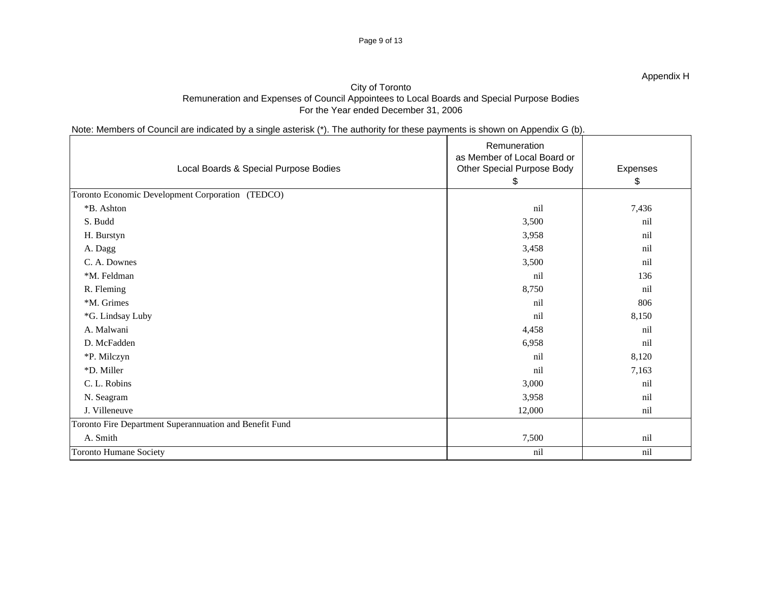Appendix H

City of Toronto
Remuneration and Expenses of Council Appointees to Local Boards and Special Purpose Bodies
For the Year ended December 31, 2006

Note: Members of Council are indicated by a single asterisk (*). The authority for these payments is shown on Appendix G (b).

| Local Boards & Special Purpose Bodies | Remuneration as Member of Local Board or Other Special Purpose Body $ | Expenses $ |
|---|---|---|
| Toronto Economic Development Corporation (TEDCO) | | |
| *B. Ashton | nil | 7,436 |
| S. Budd | 3,500 | nil |
| H. Burstyn | 3,958 | nil |
| A. Dagg | 3,458 | nil |
| C. A. Downes | 3,500 | nil |
| *M. Feldman | nil | 136 |
| R. Fleming | 8,750 | nil |
| *M. Grimes | nil | 806 |
| *G. Lindsay Luby | nil | 8,150 |
| A. Malwani | 4,458 | nil |
| D. McFadden | 6,958 | nil |
| *P. Milczyn | nil | 8,120 |
| *D. Miller | nil | 7,163 |
| C. L. Robins | 3,000 | nil |
| N. Seagram | 3,958 | nil |
| J. Villeneuve | 12,000 | nil |
| Toronto Fire Department Superannuation and Benefit Fund | | |
| A. Smith | 7,500 | nil |
| Toronto Humane Society | nil | nil |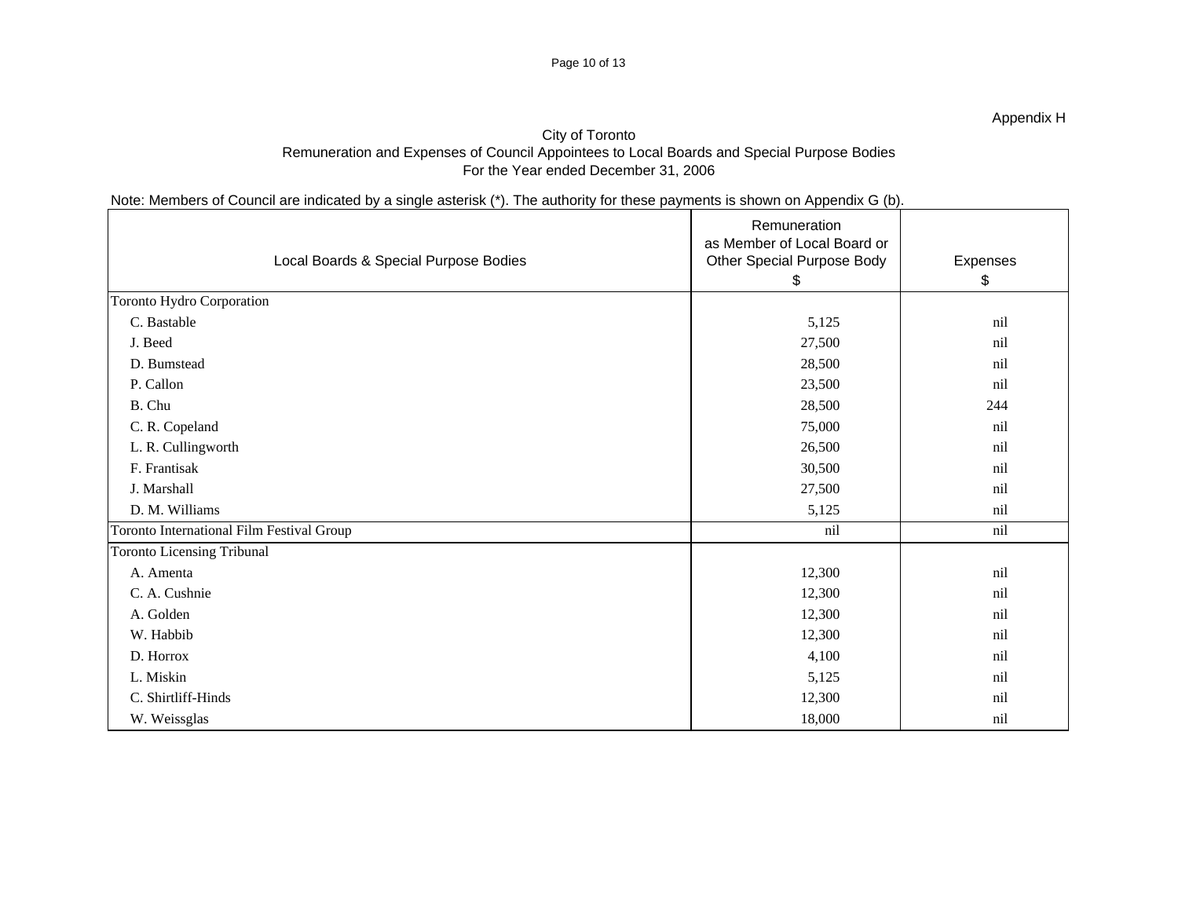Appendix H

City of Toronto
Remuneration and Expenses of Council Appointees to Local Boards and Special Purpose Bodies
For the Year ended December 31, 2006

Note: Members of Council are indicated by a single asterisk (*). The authority for these payments is shown on Appendix G (b).

| Local Boards & Special Purpose Bodies | Remuneration as Member of Local Board or Other Special Purpose Body $ | Expenses $ |
|---|---|---|
| Toronto Hydro Corporation | | |
| C. Bastable | 5,125 | nil |
| J. Beed | 27,500 | nil |
| D. Bumstead | 28,500 | nil |
| P. Callon | 23,500 | nil |
| B. Chu | 28,500 | 244 |
| C. R. Copeland | 75,000 | nil |
| L. R. Cullingworth | 26,500 | nil |
| F. Frantisak | 30,500 | nil |
| J. Marshall | 27,500 | nil |
| D. M. Williams | 5,125 | nil |
| Toronto International Film Festival Group | nil | nil |
| Toronto Licensing Tribunal | | |
| A. Amenta | 12,300 | nil |
| C. A. Cushnie | 12,300 | nil |
| A. Golden | 12,300 | nil |
| W. Habbib | 12,300 | nil |
| D. Horrox | 4,100 | nil |
| L. Miskin | 5,125 | nil |
| C. Shirtliff-Hinds | 12,300 | nil |
| W. Weissglas | 18,000 | nil |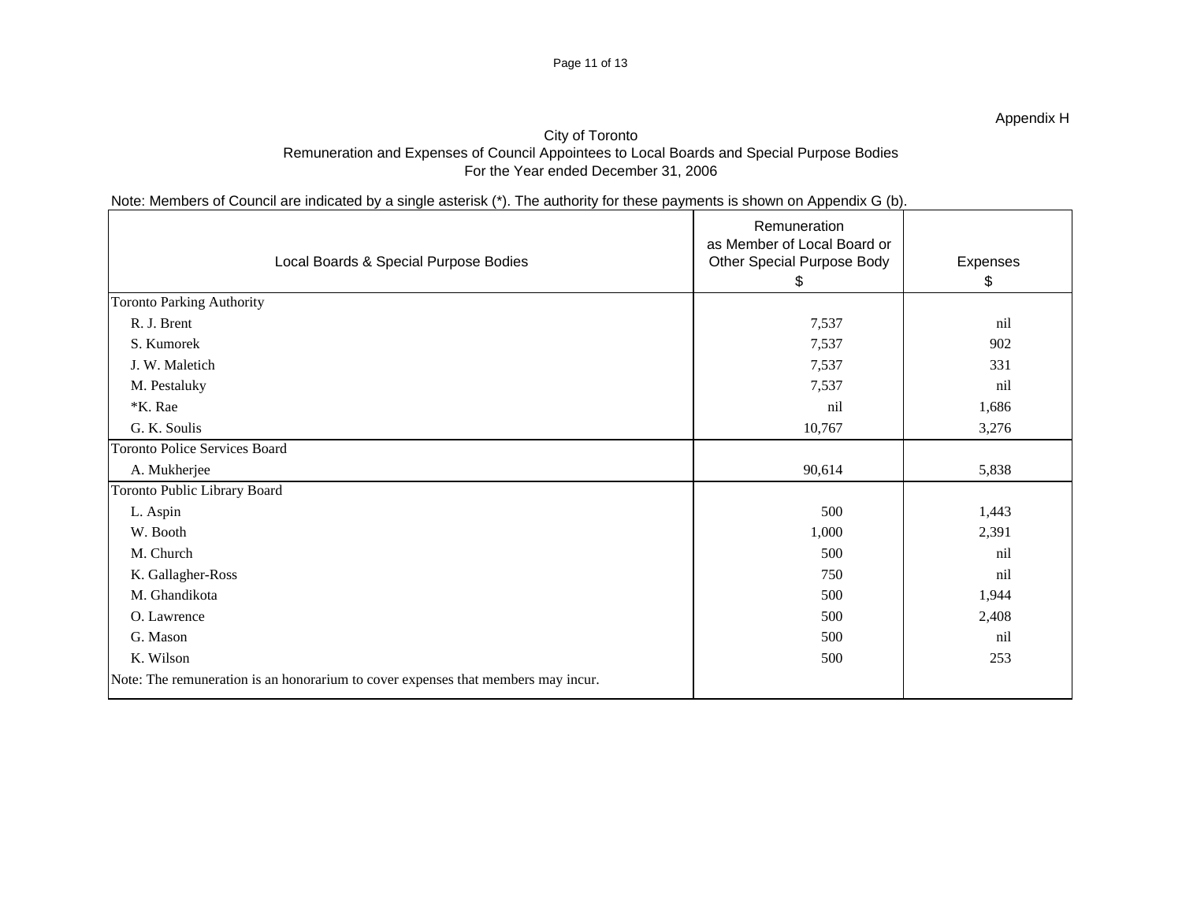Appendix H

City of Toronto
Remuneration and Expenses of Council Appointees to Local Boards and Special Purpose Bodies
For the Year ended December 31, 2006

Note: Members of Council are indicated by a single asterisk (*). The authority for these payments is shown on Appendix G (b).

| Local Boards & Special Purpose Bodies | Remuneration as Member of Local Board or Other Special Purpose Body $ | Expenses $ |
|---|---|---|
| Toronto Parking Authority | | |
| R. J. Brent | 7,537 | nil |
| S. Kumorek | 7,537 | 902 |
| J. W. Maletich | 7,537 | 331 |
| M. Pestaluky | 7,537 | nil |
| *K. Rae | nil | 1,686 |
| G. K. Soulis | 10,767 | 3,276 |
| Toronto Police Services Board | | |
| A. Mukherjee | 90,614 | 5,838 |
| Toronto Public Library Board | | |
| L. Aspin | 500 | 1,443 |
| W. Booth | 1,000 | 2,391 |
| M. Church | 500 | nil |
| K. Gallagher-Ross | 750 | nil |
| M. Ghandikota | 500 | 1,944 |
| O. Lawrence | 500 | 2,408 |
| G. Mason | 500 | nil |
| K. Wilson | 500 | 253 |
| Note: The remuneration is an honorarium to cover expenses that members may incur. | | |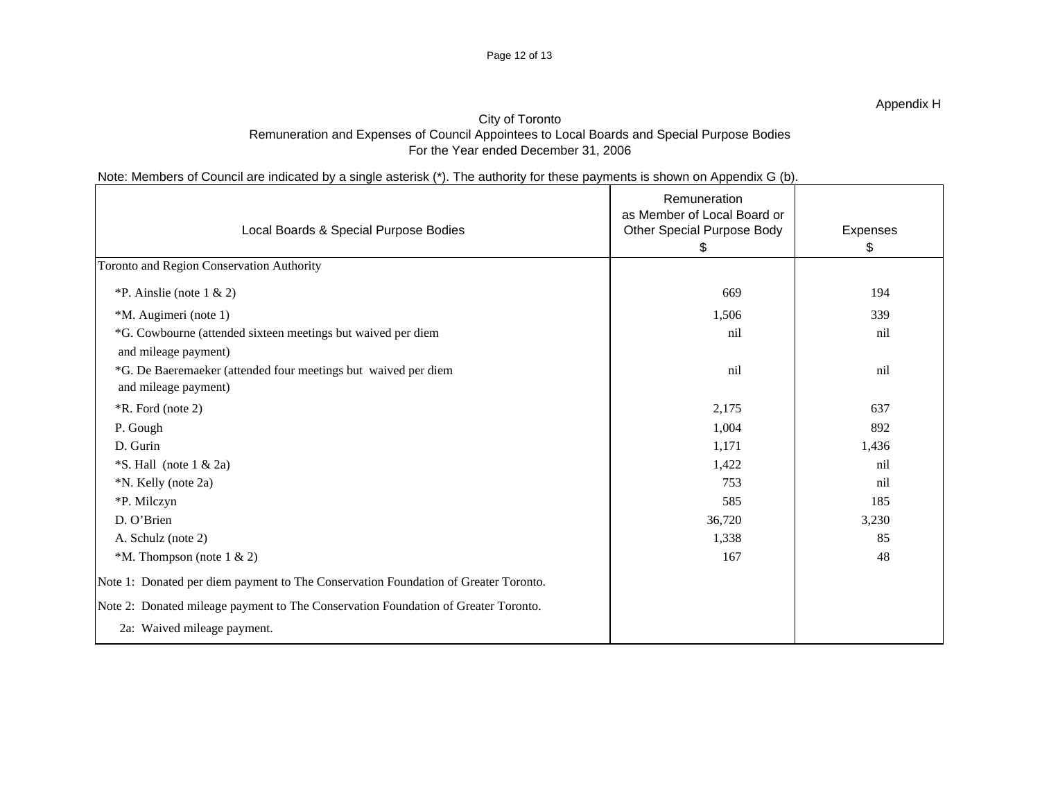Appendix H

# City of Toronto
## Remuneration and Expenses of Council Appointees to Local Boards and Special Purpose Bodies
### For the Year ended December 31, 2006

Note: Members of Council are indicated by a single asterisk (*). The authority for these payments is shown on Appendix G (b).

| Local Boards & Special Purpose Bodies | Remuneration as Member of Local Board or Other Special Purpose Body $ | Expenses $ |
|---|---|---|
| Toronto and Region Conservation Authority | | |
| *P. Ainslie (note 1 & 2) | 669 | 194 |
| *M. Augimeri (note 1) | 1,506 | 339 |
| *G. Cowbourne (attended sixteen meetings but waived per diem and mileage payment) | nil | nil |
| *G. De Baeremaeker (attended four meetings but waived per diem and mileage payment) | nil | nil |
| *R. Ford (note 2) | 2,175 | 637 |
| P. Gough | 1,004 | 892 |
| D. Gurin | 1,171 | 1,436 |
| *S. Hall (note 1 & 2a) | 1,422 | nil |
| *N. Kelly (note 2a) | 753 | nil |
| *P. Milczyn | 585 | 185 |
| D. O'Brien | 36,720 | 3,230 |
| A. Schulz (note 2) | 1,338 | 85 |
| *M. Thompson (note 1 & 2) | 167 | 48 |
| Note 1: Donated per diem payment to The Conservation Foundation of Greater Toronto. | | |
| Note 2: Donated mileage payment to The Conservation Foundation of Greater Toronto. | | |
| 2a: Waived mileage payment. | | |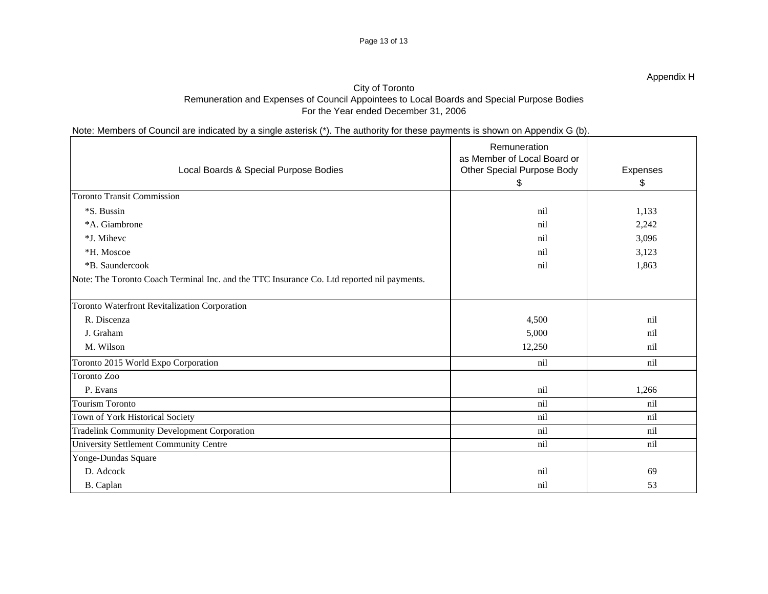Appendix H

City of Toronto
Remuneration and Expenses of Council Appointees to Local Boards and Special Purpose Bodies
For the Year ended December 31, 2006

Note: Members of Council are indicated by a single asterisk (*). The authority for these payments is shown on Appendix G (b).

| Local Boards & Special Purpose Bodies | Remuneration as Member of Local Board or Other Special Purpose Body $ | Expenses $ |
|---|---|---|
| Toronto Transit Commission | | |
| *S. Bussin | nil | 1,133 |
| *A. Giambrone | nil | 2,242 |
| *J. Mihevc | nil | 3,096 |
| *H. Moscoe | nil | 3,123 |
| *B. Saundercook | nil | 1,863 |
| Note: The Toronto Coach Terminal Inc. and the TTC Insurance Co. Ltd reported nil payments. | | |
| Toronto Waterfront Revitalization Corporation | | |
| R. Discenza | 4,500 | nil |
| J. Graham | 5,000 | nil |
| M. Wilson | 12,250 | nil |
| Toronto 2015 World Expo Corporation | nil | nil |
| Toronto Zoo | | |
| P. Evans | nil | 1,266 |
| Tourism Toronto | nil | nil |
| Town of York Historical Society | nil | nil |
| Tradelink Community Development Corporation | nil | nil |
| University Settlement Community Centre | nil | nil |
| Yonge-Dundas Square | | |
| D. Adcock | nil | 69 |
| B. Caplan | nil | 53 |